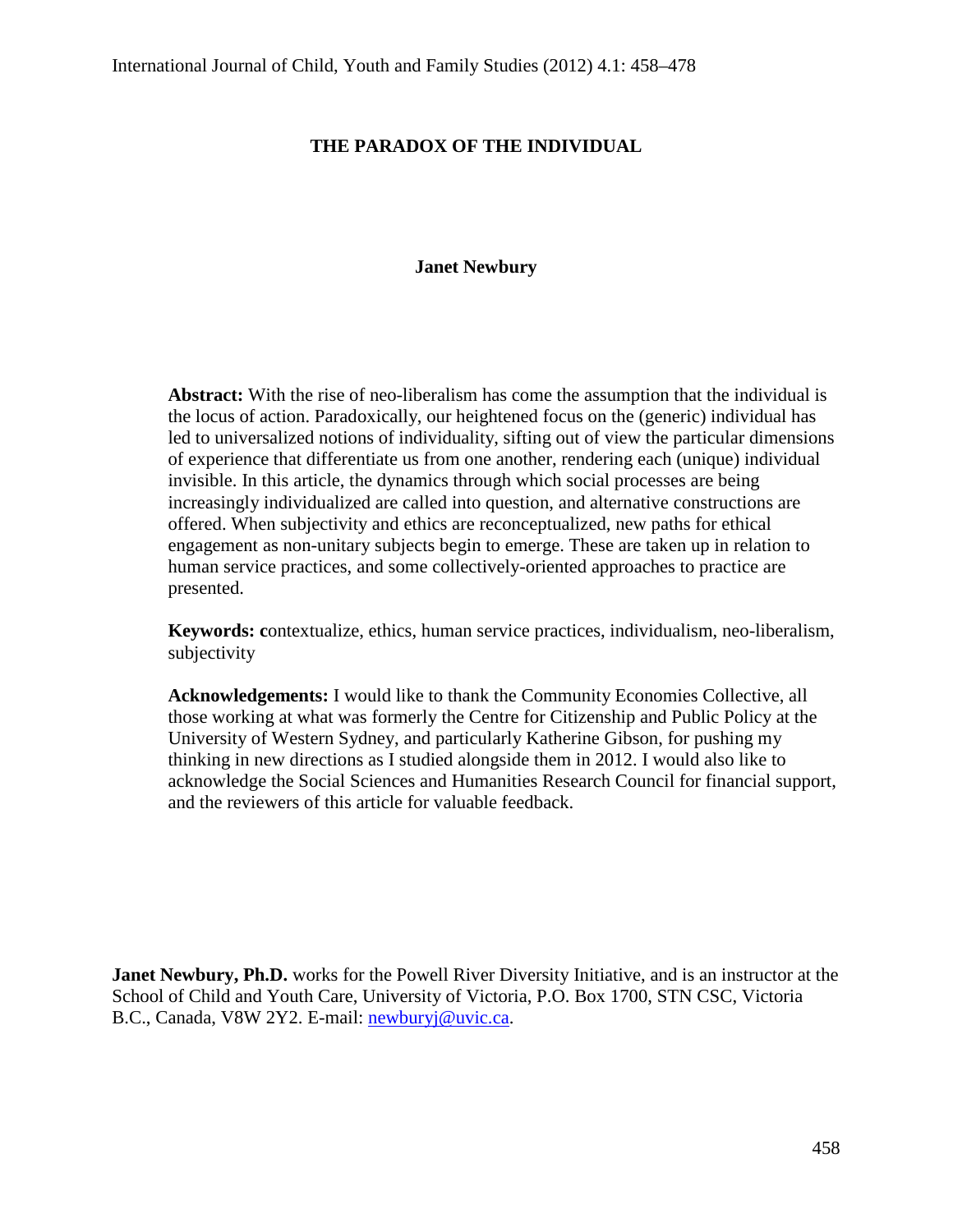# THE PARADOX OF THE INDIVIDUAL

**Janet Newbury**

**Abstract:** With the rise of neo-liberalism has come the assumption that the individual is the locus of action. Paradoxically, our heightened focus on the (generic) individual has led to universalized notions of individuality, sifting out of view the particular dimensions of experience that differentiate us from one another, rendering each (unique) individual invisible. In this article, the dynamics through which social processes are being increasingly individualized are called into question, and alternative constructions are offered. When subjectivity and ethics are reconceptualized, new paths for ethical engagement as non-unitary subjects begin to emerge. These are taken up in relation to human service practices, and some collectively-oriented approaches to practice are presented.

**Keywords: c**ontextualize, ethics, human service practices, individualism, neo-liberalism, subjectivity

**Acknowledgements:** I would like to thank the Community Economies Collective, all those working at what was formerly the Centre for Citizenship and Public Policy at the University of Western Sydney, and particularly Katherine Gibson, for pushing my thinking in new directions as I studied alongside them in 2012. I would also like to acknowledge the Social Sciences and Humanities Research Council for financial support, and the reviewers of this article for valuable feedback.

**Janet Newbury, Ph.D.** works for the Powell River Diversity Initiative, and is an instructor at the School of Child and Youth Care, University of Victoria, P.O. Box 1700, STN CSC, Victoria B.C., Canada, V8W 2Y2. E-mail: newburyj@uvic.ca.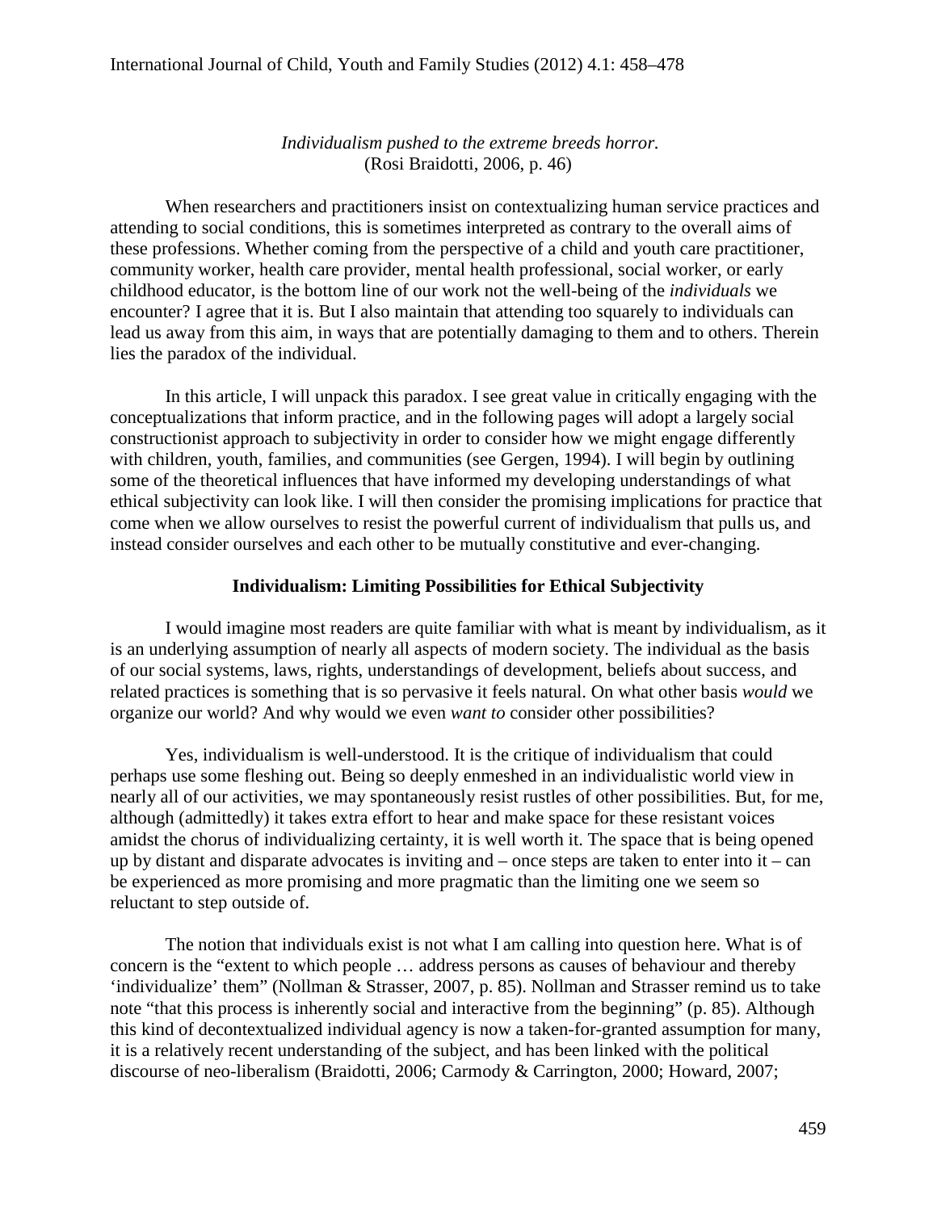*Individualism pushed to the extreme breeds horror.*
(Rosi Braidotti, 2006, p. 46)

When researchers and practitioners insist on contextualizing human service practices and attending to social conditions, this is sometimes interpreted as contrary to the overall aims of these professions. Whether coming from the perspective of a child and youth care practitioner, community worker, health care provider, mental health professional, social worker, or early childhood educator, is the bottom line of our work not the well-being of the *individuals* we encounter? I agree that it is. But I also maintain that attending too squarely to individuals can lead us away from this aim, in ways that are potentially damaging to them and to others. Therein lies the paradox of the individual.

In this article, I will unpack this paradox. I see great value in critically engaging with the conceptualizations that inform practice, and in the following pages will adopt a largely social constructionist approach to subjectivity in order to consider how we might engage differently with children, youth, families, and communities (see Gergen, 1994). I will begin by outlining some of the theoretical influences that have informed my developing understandings of what ethical subjectivity can look like. I will then consider the promising implications for practice that come when we allow ourselves to resist the powerful current of individualism that pulls us, and instead consider ourselves and each other to be mutually constitutive and ever-changing.

## Individualism: Limiting Possibilities for Ethical Subjectivity

I would imagine most readers are quite familiar with what is meant by individualism, as it is an underlying assumption of nearly all aspects of modern society. The individual as the basis of our social systems, laws, rights, understandings of development, beliefs about success, and related practices is something that is so pervasive it feels natural. On what other basis *would* we organize our world? And why would we even *want to* consider other possibilities?

Yes, individualism is well-understood. It is the critique of individualism that could perhaps use some fleshing out. Being so deeply enmeshed in an individualistic world view in nearly all of our activities, we may spontaneously resist rustles of other possibilities. But, for me, although (admittedly) it takes extra effort to hear and make space for these resistant voices amidst the chorus of individualizing certainty, it is well worth it. The space that is being opened up by distant and disparate advocates is inviting and – once steps are taken to enter into it – can be experienced as more promising and more pragmatic than the limiting one we seem so reluctant to step outside of.

The notion that individuals exist is not what I am calling into question here. What is of concern is the "extent to which people … address persons as causes of behaviour and thereby 'individualize' them" (Nollman & Strasser, 2007, p. 85). Nollman and Strasser remind us to take note "that this process is inherently social and interactive from the beginning" (p. 85). Although this kind of decontextualized individual agency is now a taken-for-granted assumption for many, it is a relatively recent understanding of the subject, and has been linked with the political discourse of neo-liberalism (Braidotti, 2006; Carmody & Carrington, 2000; Howard, 2007;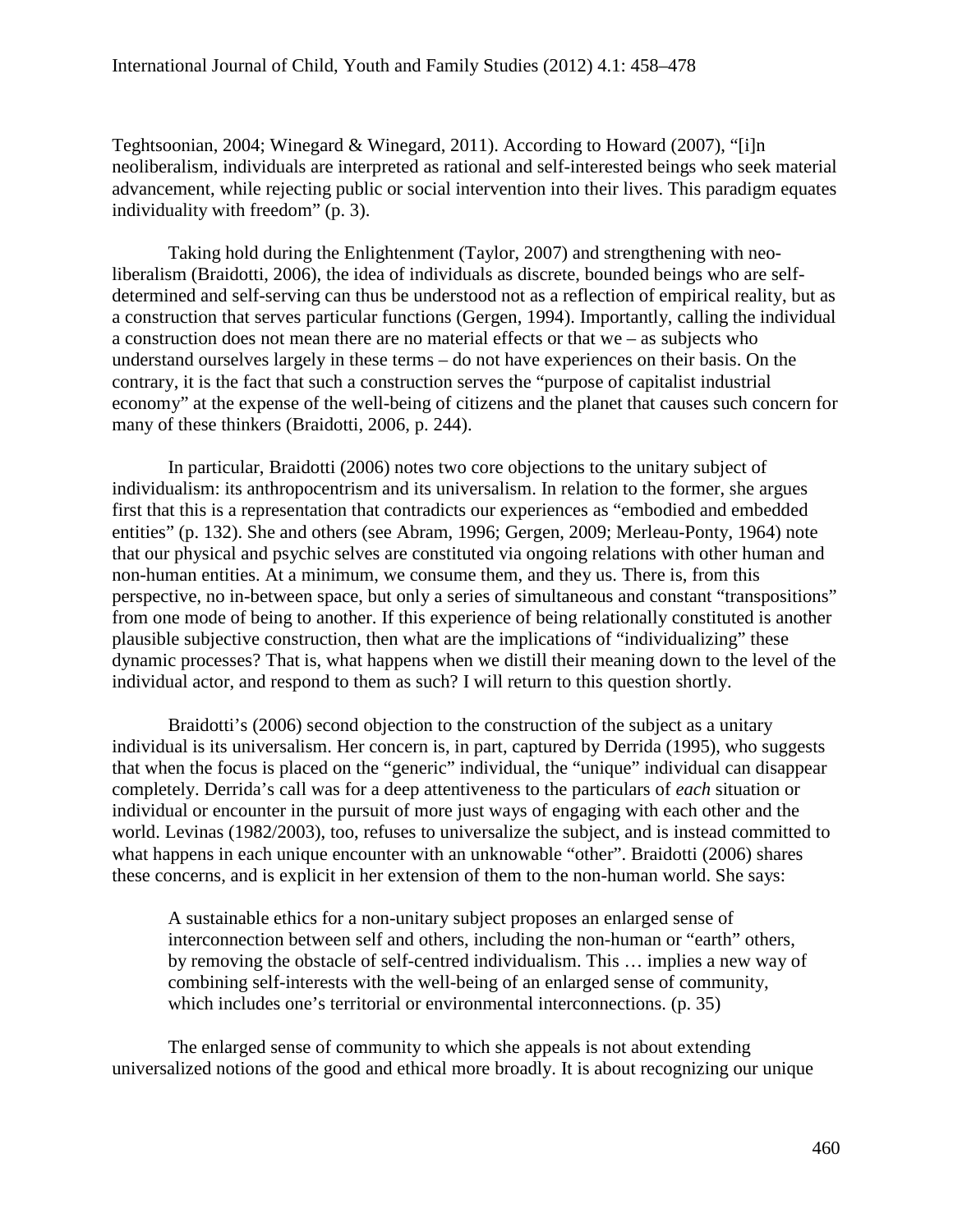Teghtsoonian, 2004; Winegard & Winegard, 2011). According to Howard (2007), "[i]n neoliberalism, individuals are interpreted as rational and self-interested beings who seek material advancement, while rejecting public or social intervention into their lives. This paradigm equates individuality with freedom" (p. 3).

Taking hold during the Enlightenment (Taylor, 2007) and strengthening with neo-liberalism (Braidotti, 2006), the idea of individuals as discrete, bounded beings who are self-determined and self-serving can thus be understood not as a reflection of empirical reality, but as a construction that serves particular functions (Gergen, 1994). Importantly, calling the individual a construction does not mean there are no material effects or that we – as subjects who understand ourselves largely in these terms – do not have experiences on their basis. On the contrary, it is the fact that such a construction serves the "purpose of capitalist industrial economy" at the expense of the well-being of citizens and the planet that causes such concern for many of these thinkers (Braidotti, 2006, p. 244).

In particular, Braidotti (2006) notes two core objections to the unitary subject of individualism: its anthropocentrism and its universalism. In relation to the former, she argues first that this is a representation that contradicts our experiences as "embodied and embedded entities" (p. 132). She and others (see Abram, 1996; Gergen, 2009; Merleau-Ponty, 1964) note that our physical and psychic selves are constituted via ongoing relations with other human and non-human entities. At a minimum, we consume them, and they us. There is, from this perspective, no in-between space, but only a series of simultaneous and constant "transpositions" from one mode of being to another. If this experience of being relationally constituted is another plausible subjective construction, then what are the implications of "individualizing" these dynamic processes? That is, what happens when we distill their meaning down to the level of the individual actor, and respond to them as such? I will return to this question shortly.

Braidotti's (2006) second objection to the construction of the subject as a unitary individual is its universalism. Her concern is, in part, captured by Derrida (1995), who suggests that when the focus is placed on the "generic" individual, the "unique" individual can disappear completely. Derrida's call was for a deep attentiveness to the particulars of *each* situation or individual or encounter in the pursuit of more just ways of engaging with each other and the world. Levinas (1982/2003), too, refuses to universalize the subject, and is instead committed to what happens in each unique encounter with an unknowable "other". Braidotti (2006) shares these concerns, and is explicit in her extension of them to the non-human world. She says:

> A sustainable ethics for a non-unitary subject proposes an enlarged sense of interconnection between self and others, including the non-human or "earth" others, by removing the obstacle of self-centred individualism. This … implies a new way of combining self-interests with the well-being of an enlarged sense of community, which includes one's territorial or environmental interconnections. (p. 35)

The enlarged sense of community to which she appeals is not about extending universalized notions of the good and ethical more broadly. It is about recognizing our unique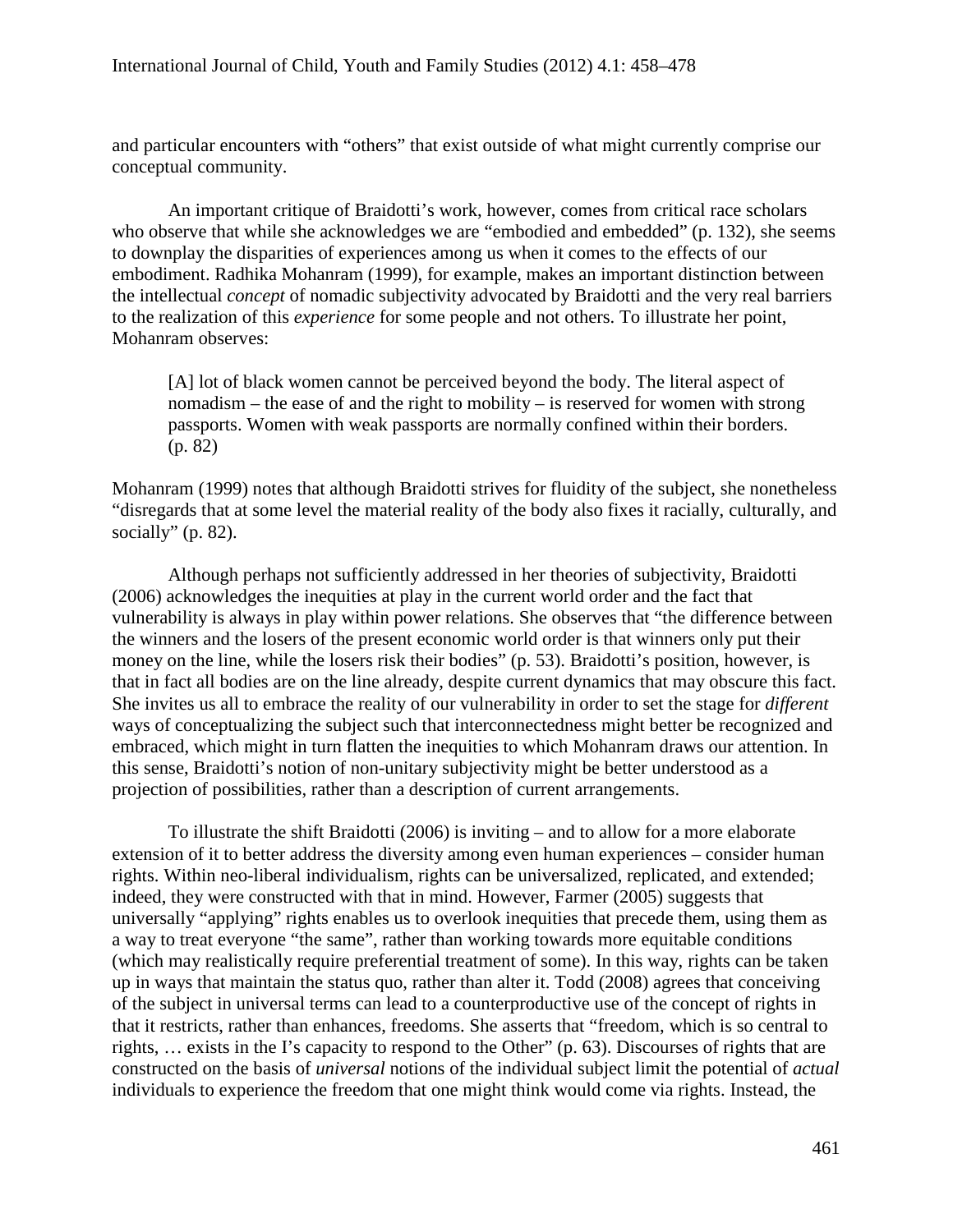and particular encounters with "others" that exist outside of what might currently comprise our conceptual community.

An important critique of Braidotti's work, however, comes from critical race scholars who observe that while she acknowledges we are "embodied and embedded" (p. 132), she seems to downplay the disparities of experiences among us when it comes to the effects of our embodiment. Radhika Mohanram (1999), for example, makes an important distinction between the intellectual *concept* of nomadic subjectivity advocated by Braidotti and the very real barriers to the realization of this *experience* for some people and not others. To illustrate her point, Mohanram observes:

> [A] lot of black women cannot be perceived beyond the body. The literal aspect of nomadism – the ease of and the right to mobility – is reserved for women with strong passports. Women with weak passports are normally confined within their borders. (p. 82)

Mohanram (1999) notes that although Braidotti strives for fluidity of the subject, she nonetheless "disregards that at some level the material reality of the body also fixes it racially, culturally, and socially" (p. 82).

Although perhaps not sufficiently addressed in her theories of subjectivity, Braidotti (2006) acknowledges the inequities at play in the current world order and the fact that vulnerability is always in play within power relations. She observes that "the difference between the winners and the losers of the present economic world order is that winners only put their money on the line, while the losers risk their bodies" (p. 53). Braidotti's position, however, is that in fact all bodies are on the line already, despite current dynamics that may obscure this fact. She invites us all to embrace the reality of our vulnerability in order to set the stage for *different* ways of conceptualizing the subject such that interconnectedness might better be recognized and embraced, which might in turn flatten the inequities to which Mohanram draws our attention. In this sense, Braidotti's notion of non-unitary subjectivity might be better understood as a projection of possibilities, rather than a description of current arrangements.

To illustrate the shift Braidotti (2006) is inviting – and to allow for a more elaborate extension of it to better address the diversity among even human experiences – consider human rights. Within neo-liberal individualism, rights can be universalized, replicated, and extended; indeed, they were constructed with that in mind. However, Farmer (2005) suggests that universally "applying" rights enables us to overlook inequities that precede them, using them as a way to treat everyone "the same", rather than working towards more equitable conditions (which may realistically require preferential treatment of some). In this way, rights can be taken up in ways that maintain the status quo, rather than alter it. Todd (2008) agrees that conceiving of the subject in universal terms can lead to a counterproductive use of the concept of rights in that it restricts, rather than enhances, freedoms. She asserts that "freedom, which is so central to rights, … exists in the I's capacity to respond to the Other" (p. 63). Discourses of rights that are constructed on the basis of *universal* notions of the individual subject limit the potential of *actual* individuals to experience the freedom that one might think would come via rights. Instead, the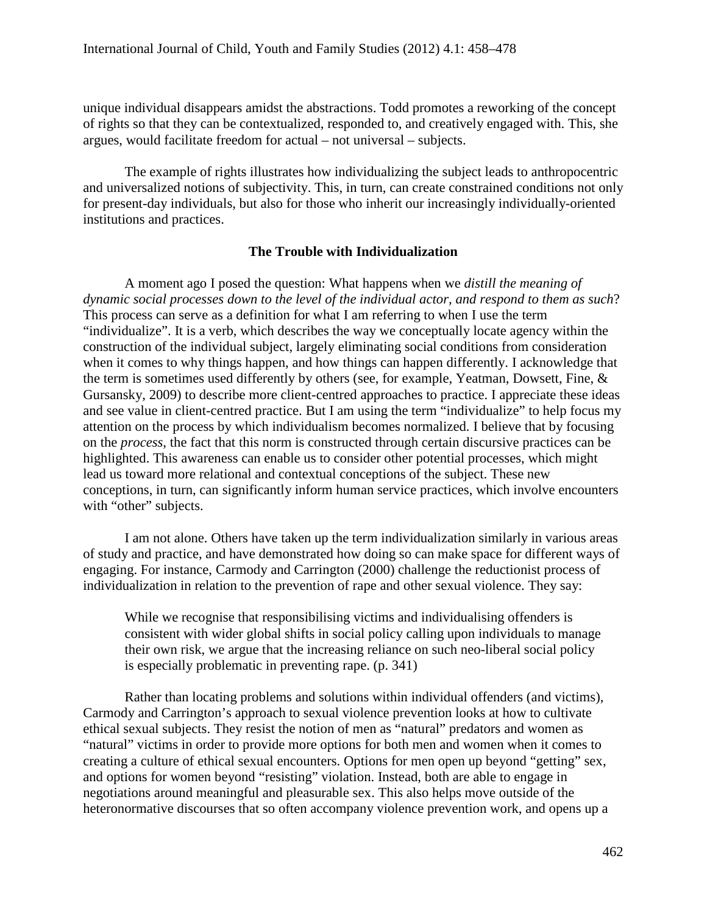unique individual disappears amidst the abstractions. Todd promotes a reworking of the concept of rights so that they can be contextualized, responded to, and creatively engaged with. This, she argues, would facilitate freedom for actual – not universal – subjects.

The example of rights illustrates how individualizing the subject leads to anthropocentric and universalized notions of subjectivity. This, in turn, can create constrained conditions not only for present-day individuals, but also for those who inherit our increasingly individually-oriented institutions and practices.

## The Trouble with Individualization

A moment ago I posed the question: What happens when we *distill the meaning of dynamic social processes down to the level of the individual actor, and respond to them as such*? This process can serve as a definition for what I am referring to when I use the term "individualize". It is a verb, which describes the way we conceptually locate agency within the construction of the individual subject, largely eliminating social conditions from consideration when it comes to why things happen, and how things can happen differently. I acknowledge that the term is sometimes used differently by others (see, for example, Yeatman, Dowsett, Fine, & Gursansky, 2009) to describe more client-centred approaches to practice. I appreciate these ideas and see value in client-centred practice. But I am using the term "individualize" to help focus my attention on the process by which individualism becomes normalized. I believe that by focusing on the *process*, the fact that this norm is constructed through certain discursive practices can be highlighted. This awareness can enable us to consider other potential processes, which might lead us toward more relational and contextual conceptions of the subject. These new conceptions, in turn, can significantly inform human service practices, which involve encounters with "other" subjects.

I am not alone. Others have taken up the term individualization similarly in various areas of study and practice, and have demonstrated how doing so can make space for different ways of engaging. For instance, Carmody and Carrington (2000) challenge the reductionist process of individualization in relation to the prevention of rape and other sexual violence. They say:

> While we recognise that responsibilising victims and individualising offenders is consistent with wider global shifts in social policy calling upon individuals to manage their own risk, we argue that the increasing reliance on such neo-liberal social policy is especially problematic in preventing rape. (p. 341)

Rather than locating problems and solutions within individual offenders (and victims), Carmody and Carrington's approach to sexual violence prevention looks at how to cultivate ethical sexual subjects. They resist the notion of men as "natural" predators and women as "natural" victims in order to provide more options for both men and women when it comes to creating a culture of ethical sexual encounters. Options for men open up beyond "getting" sex, and options for women beyond "resisting" violation. Instead, both are able to engage in negotiations around meaningful and pleasurable sex. This also helps move outside of the heteronormative discourses that so often accompany violence prevention work, and opens up a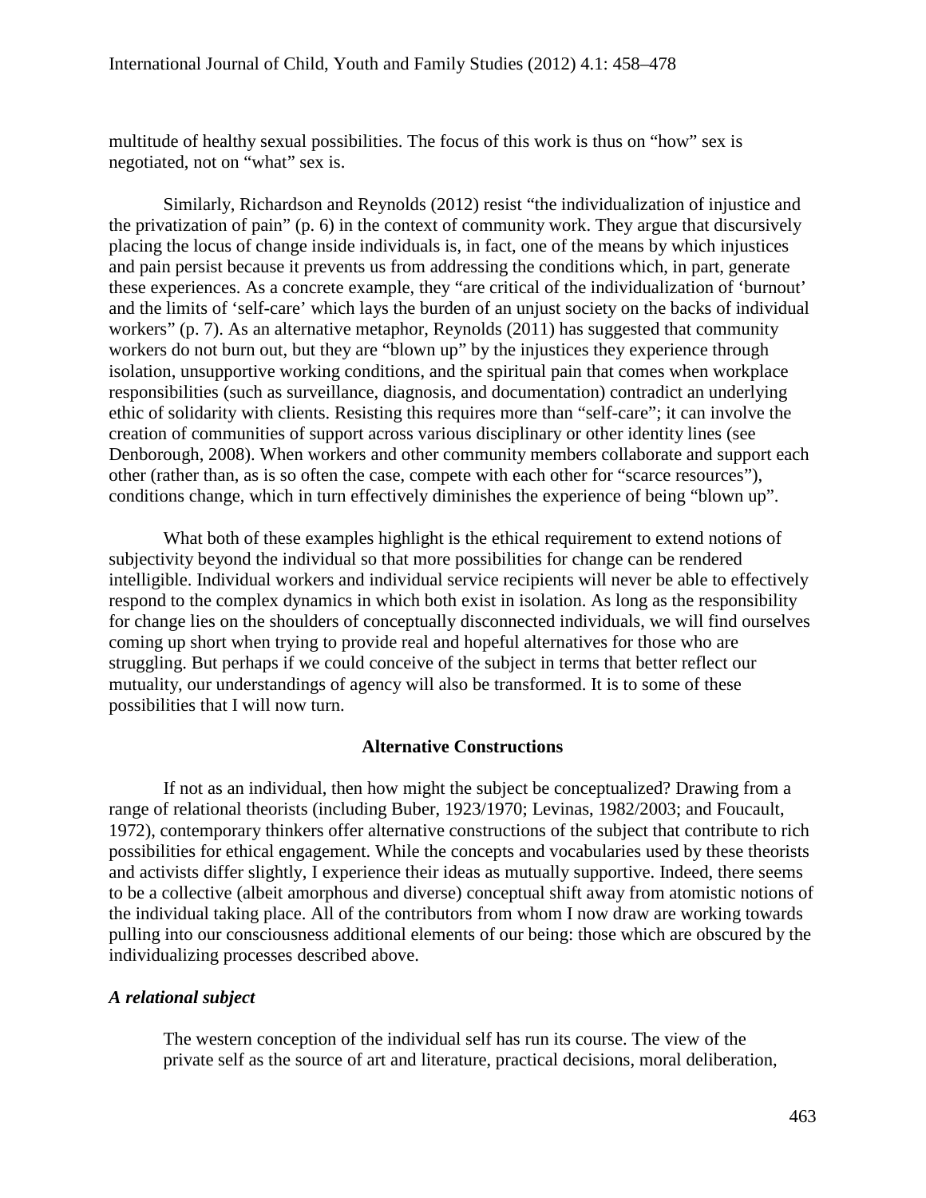multitude of healthy sexual possibilities. The focus of this work is thus on "how" sex is negotiated, not on "what" sex is.

Similarly, Richardson and Reynolds (2012) resist "the individualization of injustice and the privatization of pain" (p. 6) in the context of community work. They argue that discursively placing the locus of change inside individuals is, in fact, one of the means by which injustices and pain persist because it prevents us from addressing the conditions which, in part, generate these experiences. As a concrete example, they "are critical of the individualization of 'burnout' and the limits of 'self-care' which lays the burden of an unjust society on the backs of individual workers" (p. 7). As an alternative metaphor, Reynolds (2011) has suggested that community workers do not burn out, but they are "blown up" by the injustices they experience through isolation, unsupportive working conditions, and the spiritual pain that comes when workplace responsibilities (such as surveillance, diagnosis, and documentation) contradict an underlying ethic of solidarity with clients. Resisting this requires more than "self-care"; it can involve the creation of communities of support across various disciplinary or other identity lines (see Denborough, 2008). When workers and other community members collaborate and support each other (rather than, as is so often the case, compete with each other for "scarce resources"), conditions change, which in turn effectively diminishes the experience of being "blown up".

What both of these examples highlight is the ethical requirement to extend notions of subjectivity beyond the individual so that more possibilities for change can be rendered intelligible. Individual workers and individual service recipients will never be able to effectively respond to the complex dynamics in which both exist in isolation. As long as the responsibility for change lies on the shoulders of conceptually disconnected individuals, we will find ourselves coming up short when trying to provide real and hopeful alternatives for those who are struggling. But perhaps if we could conceive of the subject in terms that better reflect our mutuality, our understandings of agency will also be transformed. It is to some of these possibilities that I will now turn.

## Alternative Constructions

If not as an individual, then how might the subject be conceptualized? Drawing from a range of relational theorists (including Buber, 1923/1970; Levinas, 1982/2003; and Foucault, 1972), contemporary thinkers offer alternative constructions of the subject that contribute to rich possibilities for ethical engagement. While the concepts and vocabularies used by these theorists and activists differ slightly, I experience their ideas as mutually supportive. Indeed, there seems to be a collective (albeit amorphous and diverse) conceptual shift away from atomistic notions of the individual taking place. All of the contributors from whom I now draw are working towards pulling into our consciousness additional elements of our being: those which are obscured by the individualizing processes described above.

### *A relational subject*

> The western conception of the individual self has run its course. The view of the private self as the source of art and literature, practical decisions, moral deliberation,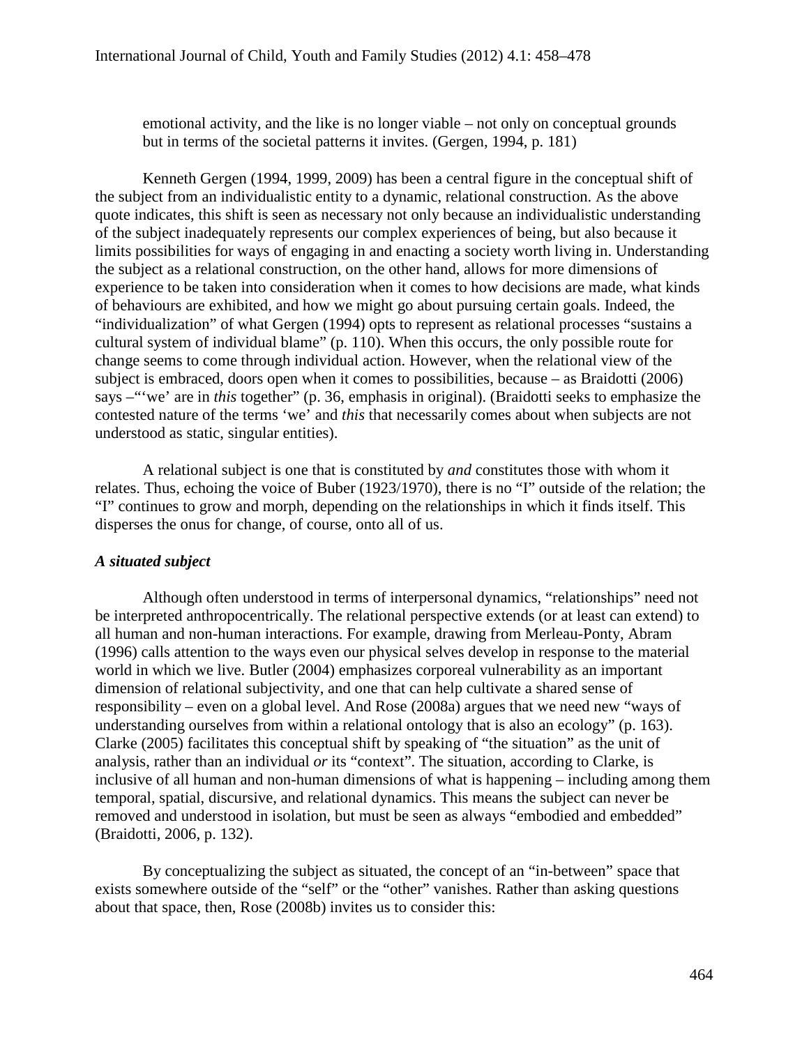> emotional activity, and the like is no longer viable – not only on conceptual grounds but in terms of the societal patterns it invites. (Gergen, 1994, p. 181)

Kenneth Gergen (1994, 1999, 2009) has been a central figure in the conceptual shift of the subject from an individualistic entity to a dynamic, relational construction. As the above quote indicates, this shift is seen as necessary not only because an individualistic understanding of the subject inadequately represents our complex experiences of being, but also because it limits possibilities for ways of engaging in and enacting a society worth living in. Understanding the subject as a relational construction, on the other hand, allows for more dimensions of experience to be taken into consideration when it comes to how decisions are made, what kinds of behaviours are exhibited, and how we might go about pursuing certain goals. Indeed, the "individualization" of what Gergen (1994) opts to represent as relational processes "sustains a cultural system of individual blame" (p. 110). When this occurs, the only possible route for change seems to come through individual action. However, when the relational view of the subject is embraced, doors open when it comes to possibilities, because – as Braidotti (2006) says –"'we' are in *this* together" (p. 36, emphasis in original). (Braidotti seeks to emphasize the contested nature of the terms 'we' and *this* that necessarily comes about when subjects are not understood as static, singular entities).

A relational subject is one that is constituted by *and* constitutes those with whom it relates. Thus, echoing the voice of Buber (1923/1970), there is no "I" outside of the relation; the "I" continues to grow and morph, depending on the relationships in which it finds itself. This disperses the onus for change, of course, onto all of us.

### *A situated subject*

Although often understood in terms of interpersonal dynamics, "relationships" need not be interpreted anthropocentrically. The relational perspective extends (or at least can extend) to all human and non-human interactions. For example, drawing from Merleau-Ponty, Abram (1996) calls attention to the ways even our physical selves develop in response to the material world in which we live. Butler (2004) emphasizes corporeal vulnerability as an important dimension of relational subjectivity, and one that can help cultivate a shared sense of responsibility – even on a global level. And Rose (2008a) argues that we need new "ways of understanding ourselves from within a relational ontology that is also an ecology" (p. 163). Clarke (2005) facilitates this conceptual shift by speaking of "the situation" as the unit of analysis, rather than an individual *or* its "context". The situation, according to Clarke, is inclusive of all human and non-human dimensions of what is happening – including among them temporal, spatial, discursive, and relational dynamics. This means the subject can never be removed and understood in isolation, but must be seen as always "embodied and embedded" (Braidotti, 2006, p. 132).

By conceptualizing the subject as situated, the concept of an "in-between" space that exists somewhere outside of the "self" or the "other" vanishes. Rather than asking questions about that space, then, Rose (2008b) invites us to consider this: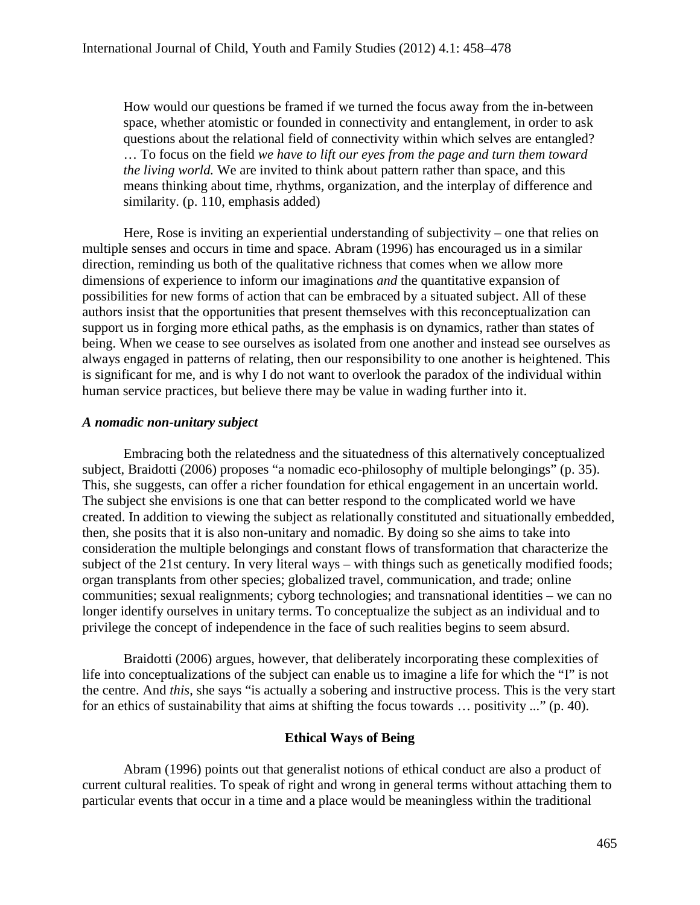> How would our questions be framed if we turned the focus away from the in-between space, whether atomistic or founded in connectivity and entanglement, in order to ask questions about the relational field of connectivity within which selves are entangled? … To focus on the field *we have to lift our eyes from the page and turn them toward the living world.* We are invited to think about pattern rather than space, and this means thinking about time, rhythms, organization, and the interplay of difference and similarity. (p. 110, emphasis added)

Here, Rose is inviting an experiential understanding of subjectivity – one that relies on multiple senses and occurs in time and space. Abram (1996) has encouraged us in a similar direction, reminding us both of the qualitative richness that comes when we allow more dimensions of experience to inform our imaginations *and* the quantitative expansion of possibilities for new forms of action that can be embraced by a situated subject. All of these authors insist that the opportunities that present themselves with this reconceptualization can support us in forging more ethical paths, as the emphasis is on dynamics, rather than states of being. When we cease to see ourselves as isolated from one another and instead see ourselves as always engaged in patterns of relating, then our responsibility to one another is heightened. This is significant for me, and is why I do not want to overlook the paradox of the individual within human service practices, but believe there may be value in wading further into it.

### *A nomadic non-unitary subject*

Embracing both the relatedness and the situatedness of this alternatively conceptualized subject, Braidotti (2006) proposes "a nomadic eco-philosophy of multiple belongings" (p. 35). This, she suggests, can offer a richer foundation for ethical engagement in an uncertain world. The subject she envisions is one that can better respond to the complicated world we have created. In addition to viewing the subject as relationally constituted and situationally embedded, then, she posits that it is also non-unitary and nomadic. By doing so she aims to take into consideration the multiple belongings and constant flows of transformation that characterize the subject of the 21st century. In very literal ways – with things such as genetically modified foods; organ transplants from other species; globalized travel, communication, and trade; online communities; sexual realignments; cyborg technologies; and transnational identities – we can no longer identify ourselves in unitary terms. To conceptualize the subject as an individual and to privilege the concept of independence in the face of such realities begins to seem absurd.

Braidotti (2006) argues, however, that deliberately incorporating these complexities of life into conceptualizations of the subject can enable us to imagine a life for which the "I" is not the centre. And *this*, she says "is actually a sobering and instructive process. This is the very start for an ethics of sustainability that aims at shifting the focus towards … positivity ..." (p. 40).

## Ethical Ways of Being

Abram (1996) points out that generalist notions of ethical conduct are also a product of current cultural realities. To speak of right and wrong in general terms without attaching them to particular events that occur in a time and a place would be meaningless within the traditional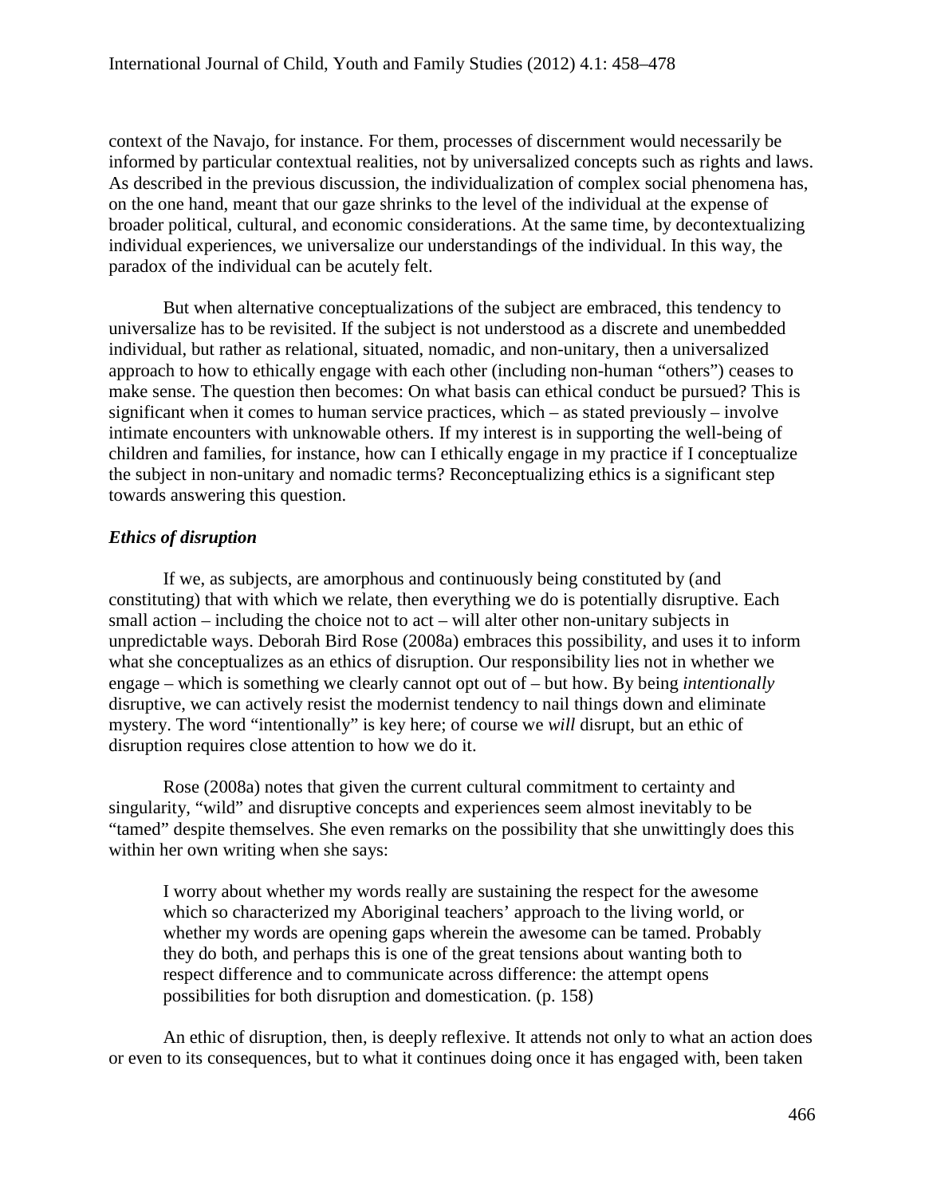context of the Navajo, for instance. For them, processes of discernment would necessarily be informed by particular contextual realities, not by universalized concepts such as rights and laws. As described in the previous discussion, the individualization of complex social phenomena has, on the one hand, meant that our gaze shrinks to the level of the individual at the expense of broader political, cultural, and economic considerations. At the same time, by decontextualizing individual experiences, we universalize our understandings of the individual. In this way, the paradox of the individual can be acutely felt.

But when alternative conceptualizations of the subject are embraced, this tendency to universalize has to be revisited. If the subject is not understood as a discrete and unembedded individual, but rather as relational, situated, nomadic, and non-unitary, then a universalized approach to how to ethically engage with each other (including non-human "others") ceases to make sense. The question then becomes: On what basis can ethical conduct be pursued? This is significant when it comes to human service practices, which – as stated previously – involve intimate encounters with unknowable others. If my interest is in supporting the well-being of children and families, for instance, how can I ethically engage in my practice if I conceptualize the subject in non-unitary and nomadic terms? Reconceptualizing ethics is a significant step towards answering this question.

### *Ethics of disruption*

If we, as subjects, are amorphous and continuously being constituted by (and constituting) that with which we relate, then everything we do is potentially disruptive. Each small action – including the choice not to act – will alter other non-unitary subjects in unpredictable ways. Deborah Bird Rose (2008a) embraces this possibility, and uses it to inform what she conceptualizes as an ethics of disruption. Our responsibility lies not in whether we engage – which is something we clearly cannot opt out of – but how. By being *intentionally* disruptive, we can actively resist the modernist tendency to nail things down and eliminate mystery. The word "intentionally" is key here; of course we *will* disrupt, but an ethic of disruption requires close attention to how we do it.

Rose (2008a) notes that given the current cultural commitment to certainty and singularity, "wild" and disruptive concepts and experiences seem almost inevitably to be "tamed" despite themselves. She even remarks on the possibility that she unwittingly does this within her own writing when she says:

> I worry about whether my words really are sustaining the respect for the awesome which so characterized my Aboriginal teachers' approach to the living world, or whether my words are opening gaps wherein the awesome can be tamed. Probably they do both, and perhaps this is one of the great tensions about wanting both to respect difference and to communicate across difference: the attempt opens possibilities for both disruption and domestication. (p. 158)

An ethic of disruption, then, is deeply reflexive. It attends not only to what an action does or even to its consequences, but to what it continues doing once it has engaged with, been taken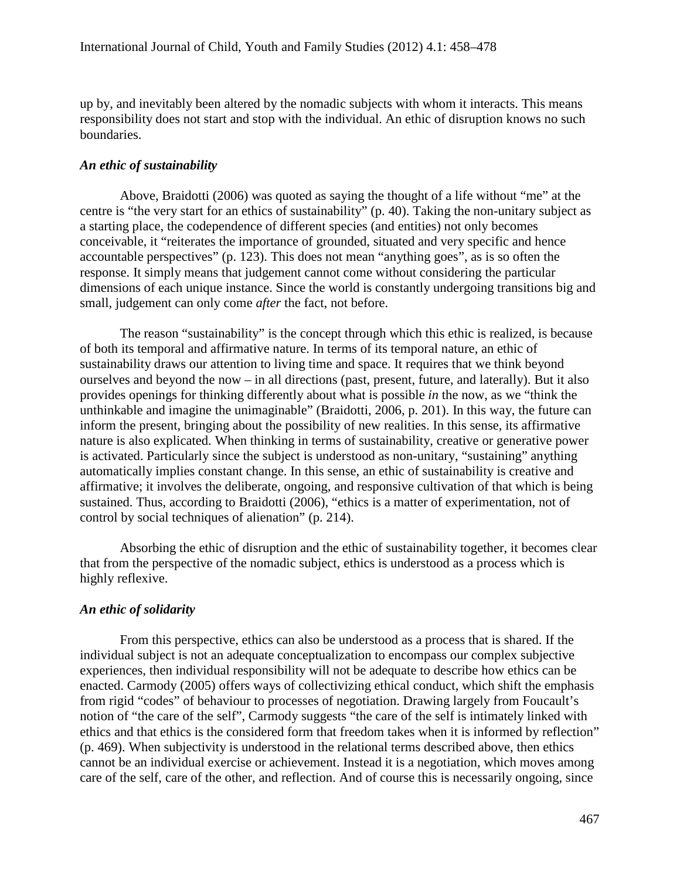up by, and inevitably been altered by the nomadic subjects with whom it interacts. This means responsibility does not start and stop with the individual. An ethic of disruption knows no such boundaries.

### *An ethic of sustainability*

Above, Braidotti (2006) was quoted as saying the thought of a life without "me" at the centre is "the very start for an ethics of sustainability" (p. 40). Taking the non-unitary subject as a starting place, the codependence of different species (and entities) not only becomes conceivable, it "reiterates the importance of grounded, situated and very specific and hence accountable perspectives" (p. 123). This does not mean "anything goes", as is so often the response. It simply means that judgement cannot come without considering the particular dimensions of each unique instance. Since the world is constantly undergoing transitions big and small, judgement can only come *after* the fact, not before.

The reason "sustainability" is the concept through which this ethic is realized, is because of both its temporal and affirmative nature. In terms of its temporal nature, an ethic of sustainability draws our attention to living time and space. It requires that we think beyond ourselves and beyond the now – in all directions (past, present, future, and laterally). But it also provides openings for thinking differently about what is possible *in* the now, as we "think the unthinkable and imagine the unimaginable" (Braidotti, 2006, p. 201). In this way, the future can inform the present, bringing about the possibility of new realities. In this sense, its affirmative nature is also explicated. When thinking in terms of sustainability, creative or generative power is activated. Particularly since the subject is understood as non-unitary, "sustaining" anything automatically implies constant change. In this sense, an ethic of sustainability is creative and affirmative; it involves the deliberate, ongoing, and responsive cultivation of that which is being sustained. Thus, according to Braidotti (2006), "ethics is a matter of experimentation, not of control by social techniques of alienation" (p. 214).

Absorbing the ethic of disruption and the ethic of sustainability together, it becomes clear that from the perspective of the nomadic subject, ethics is understood as a process which is highly reflexive.

### *An ethic of solidarity*

From this perspective, ethics can also be understood as a process that is shared. If the individual subject is not an adequate conceptualization to encompass our complex subjective experiences, then individual responsibility will not be adequate to describe how ethics can be enacted. Carmody (2005) offers ways of collectivizing ethical conduct, which shift the emphasis from rigid "codes" of behaviour to processes of negotiation. Drawing largely from Foucault's notion of "the care of the self", Carmody suggests "the care of the self is intimately linked with ethics and that ethics is the considered form that freedom takes when it is informed by reflection" (p. 469). When subjectivity is understood in the relational terms described above, then ethics cannot be an individual exercise or achievement. Instead it is a negotiation, which moves among care of the self, care of the other, and reflection. And of course this is necessarily ongoing, since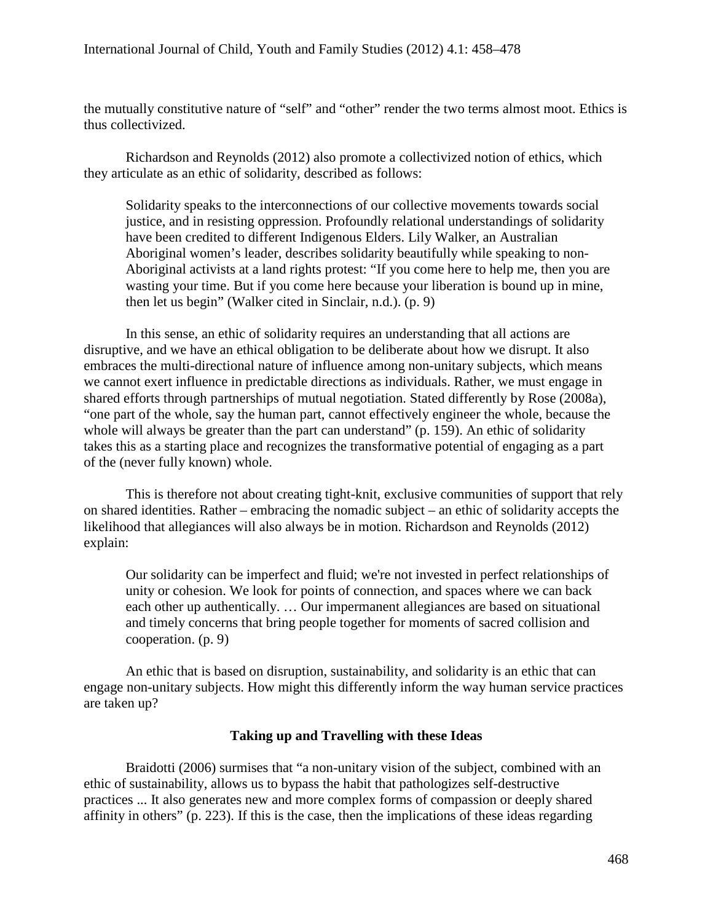the mutually constitutive nature of "self" and "other" render the two terms almost moot. Ethics is thus collectivized.

Richardson and Reynolds (2012) also promote a collectivized notion of ethics, which they articulate as an ethic of solidarity, described as follows:

> Solidarity speaks to the interconnections of our collective movements towards social justice, and in resisting oppression. Profoundly relational understandings of solidarity have been credited to different Indigenous Elders. Lily Walker, an Australian Aboriginal women's leader, describes solidarity beautifully while speaking to non-Aboriginal activists at a land rights protest: "If you come here to help me, then you are wasting your time. But if you come here because your liberation is bound up in mine, then let us begin" (Walker cited in Sinclair, n.d.). (p. 9)

In this sense, an ethic of solidarity requires an understanding that all actions are disruptive, and we have an ethical obligation to be deliberate about how we disrupt. It also embraces the multi-directional nature of influence among non-unitary subjects, which means we cannot exert influence in predictable directions as individuals. Rather, we must engage in shared efforts through partnerships of mutual negotiation. Stated differently by Rose (2008a), "one part of the whole, say the human part, cannot effectively engineer the whole, because the whole will always be greater than the part can understand" (p. 159). An ethic of solidarity takes this as a starting place and recognizes the transformative potential of engaging as a part of the (never fully known) whole.

This is therefore not about creating tight-knit, exclusive communities of support that rely on shared identities. Rather – embracing the nomadic subject – an ethic of solidarity accepts the likelihood that allegiances will also always be in motion. Richardson and Reynolds (2012) explain:

> Our solidarity can be imperfect and fluid; we're not invested in perfect relationships of unity or cohesion. We look for points of connection, and spaces where we can back each other up authentically. … Our impermanent allegiances are based on situational and timely concerns that bring people together for moments of sacred collision and cooperation. (p. 9)

An ethic that is based on disruption, sustainability, and solidarity is an ethic that can engage non-unitary subjects. How might this differently inform the way human service practices are taken up?

## Taking up and Travelling with these Ideas

Braidotti (2006) surmises that "a non-unitary vision of the subject, combined with an ethic of sustainability, allows us to bypass the habit that pathologizes self-destructive practices ... It also generates new and more complex forms of compassion or deeply shared affinity in others" (p. 223). If this is the case, then the implications of these ideas regarding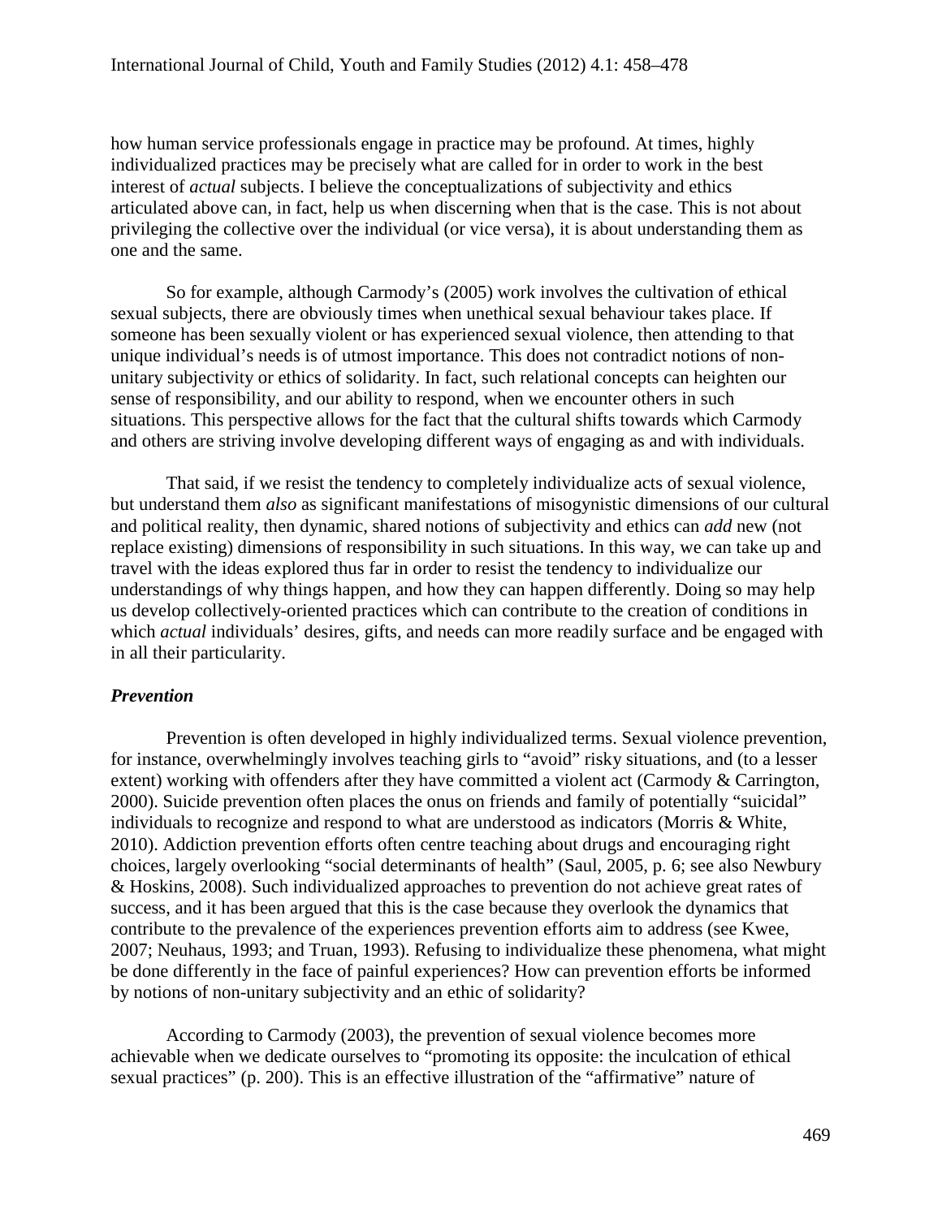how human service professionals engage in practice may be profound. At times, highly individualized practices may be precisely what are called for in order to work in the best interest of *actual* subjects. I believe the conceptualizations of subjectivity and ethics articulated above can, in fact, help us when discerning when that is the case. This is not about privileging the collective over the individual (or vice versa), it is about understanding them as one and the same.

So for example, although Carmody's (2005) work involves the cultivation of ethical sexual subjects, there are obviously times when unethical sexual behaviour takes place. If someone has been sexually violent or has experienced sexual violence, then attending to that unique individual's needs is of utmost importance. This does not contradict notions of non-unitary subjectivity or ethics of solidarity. In fact, such relational concepts can heighten our sense of responsibility, and our ability to respond, when we encounter others in such situations. This perspective allows for the fact that the cultural shifts towards which Carmody and others are striving involve developing different ways of engaging as and with individuals.

That said, if we resist the tendency to completely individualize acts of sexual violence, but understand them *also* as significant manifestations of misogynistic dimensions of our cultural and political reality, then dynamic, shared notions of subjectivity and ethics can *add* new (not replace existing) dimensions of responsibility in such situations. In this way, we can take up and travel with the ideas explored thus far in order to resist the tendency to individualize our understandings of why things happen, and how they can happen differently. Doing so may help us develop collectively-oriented practices which can contribute to the creation of conditions in which *actual* individuals' desires, gifts, and needs can more readily surface and be engaged with in all their particularity.

### ***Prevention***

Prevention is often developed in highly individualized terms. Sexual violence prevention, for instance, overwhelmingly involves teaching girls to "avoid" risky situations, and (to a lesser extent) working with offenders after they have committed a violent act (Carmody & Carrington, 2000). Suicide prevention often places the onus on friends and family of potentially "suicidal" individuals to recognize and respond to what are understood as indicators (Morris & White, 2010). Addiction prevention efforts often centre teaching about drugs and encouraging right choices, largely overlooking "social determinants of health" (Saul, 2005, p. 6; see also Newbury & Hoskins, 2008). Such individualized approaches to prevention do not achieve great rates of success, and it has been argued that this is the case because they overlook the dynamics that contribute to the prevalence of the experiences prevention efforts aim to address (see Kwee, 2007; Neuhaus, 1993; and Truan, 1993). Refusing to individualize these phenomena, what might be done differently in the face of painful experiences? How can prevention efforts be informed by notions of non-unitary subjectivity and an ethic of solidarity?

According to Carmody (2003), the prevention of sexual violence becomes more achievable when we dedicate ourselves to "promoting its opposite: the inculcation of ethical sexual practices" (p. 200). This is an effective illustration of the "affirmative" nature of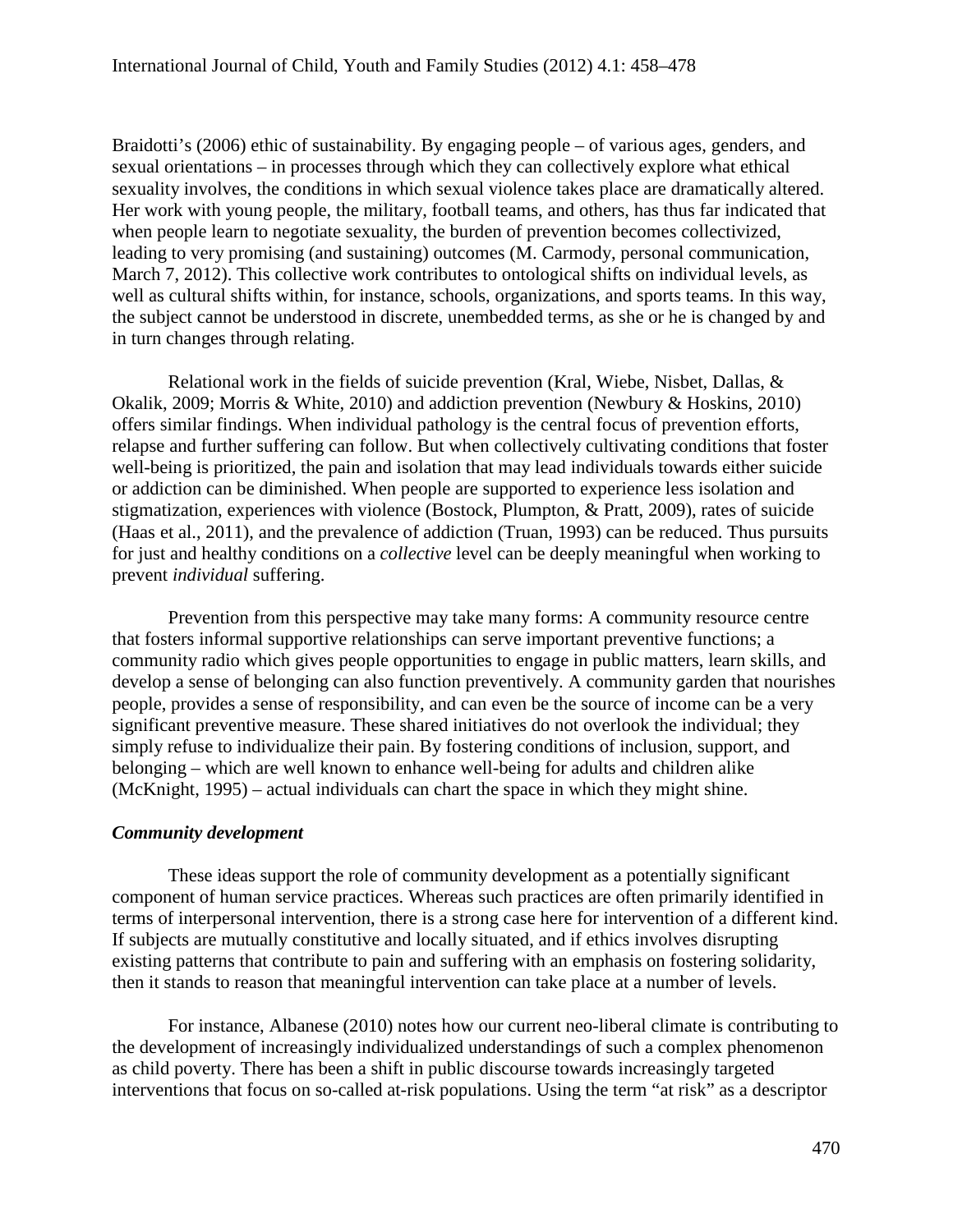Braidotti's (2006) ethic of sustainability. By engaging people – of various ages, genders, and sexual orientations – in processes through which they can collectively explore what ethical sexuality involves, the conditions in which sexual violence takes place are dramatically altered. Her work with young people, the military, football teams, and others, has thus far indicated that when people learn to negotiate sexuality, the burden of prevention becomes collectivized, leading to very promising (and sustaining) outcomes (M. Carmody, personal communication, March 7, 2012). This collective work contributes to ontological shifts on individual levels, as well as cultural shifts within, for instance, schools, organizations, and sports teams. In this way, the subject cannot be understood in discrete, unembedded terms, as she or he is changed by and in turn changes through relating.

Relational work in the fields of suicide prevention (Kral, Wiebe, Nisbet, Dallas, & Okalik, 2009; Morris & White, 2010) and addiction prevention (Newbury & Hoskins, 2010) offers similar findings. When individual pathology is the central focus of prevention efforts, relapse and further suffering can follow. But when collectively cultivating conditions that foster well-being is prioritized, the pain and isolation that may lead individuals towards either suicide or addiction can be diminished. When people are supported to experience less isolation and stigmatization, experiences with violence (Bostock, Plumpton, & Pratt, 2009), rates of suicide (Haas et al., 2011), and the prevalence of addiction (Truan, 1993) can be reduced. Thus pursuits for just and healthy conditions on a *collective* level can be deeply meaningful when working to prevent *individual* suffering.

Prevention from this perspective may take many forms: A community resource centre that fosters informal supportive relationships can serve important preventive functions; a community radio which gives people opportunities to engage in public matters, learn skills, and develop a sense of belonging can also function preventively. A community garden that nourishes people, provides a sense of responsibility, and can even be the source of income can be a very significant preventive measure. These shared initiatives do not overlook the individual; they simply refuse to individualize their pain. By fostering conditions of inclusion, support, and belonging – which are well known to enhance well-being for adults and children alike (McKnight, 1995) – actual individuals can chart the space in which they might shine.

### *Community development*

These ideas support the role of community development as a potentially significant component of human service practices. Whereas such practices are often primarily identified in terms of interpersonal intervention, there is a strong case here for intervention of a different kind. If subjects are mutually constitutive and locally situated, and if ethics involves disrupting existing patterns that contribute to pain and suffering with an emphasis on fostering solidarity, then it stands to reason that meaningful intervention can take place at a number of levels.

For instance, Albanese (2010) notes how our current neo-liberal climate is contributing to the development of increasingly individualized understandings of such a complex phenomenon as child poverty. There has been a shift in public discourse towards increasingly targeted interventions that focus on so-called at-risk populations. Using the term "at risk" as a descriptor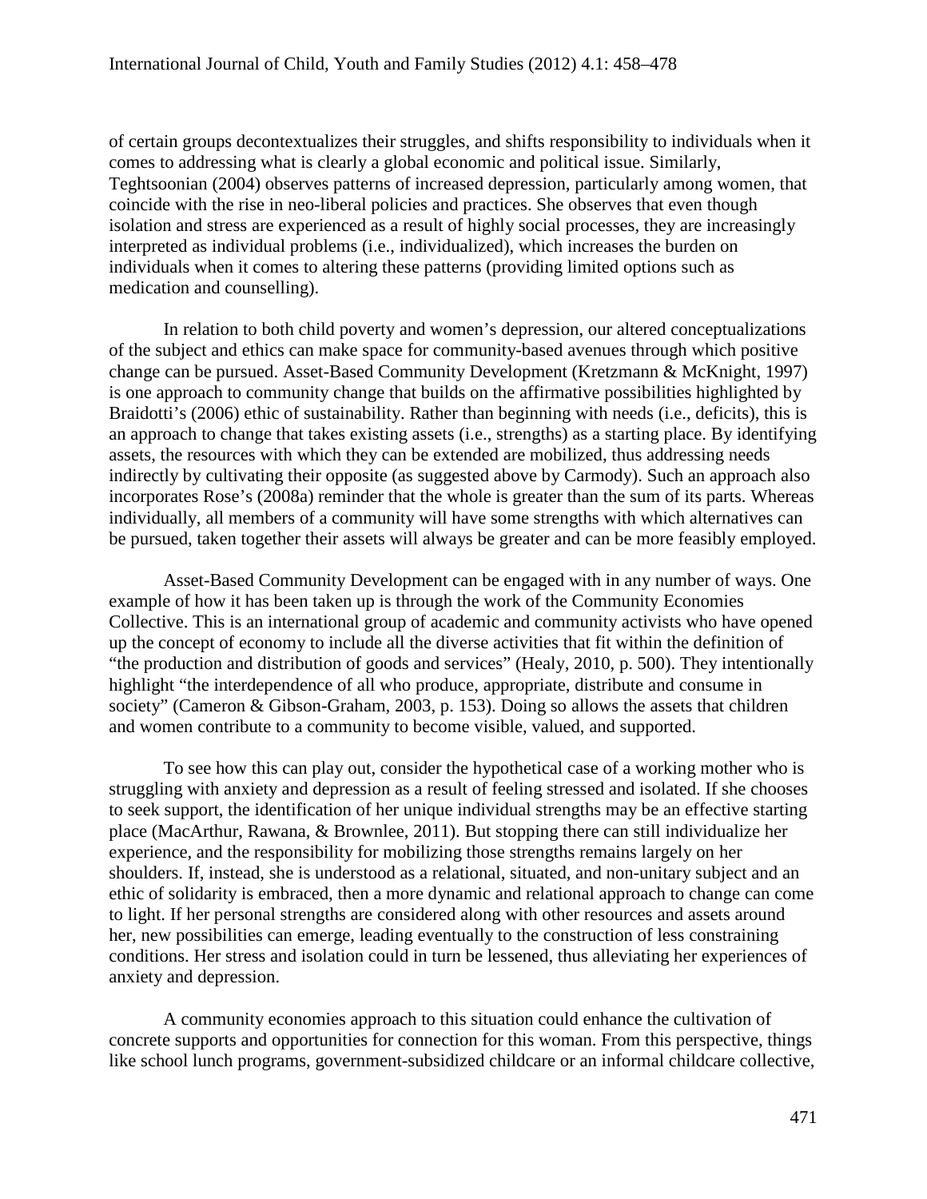of certain groups decontextualizes their struggles, and shifts responsibility to individuals when it comes to addressing what is clearly a global economic and political issue. Similarly, Teghtsoonian (2004) observes patterns of increased depression, particularly among women, that coincide with the rise in neo-liberal policies and practices. She observes that even though isolation and stress are experienced as a result of highly social processes, they are increasingly interpreted as individual problems (i.e., individualized), which increases the burden on individuals when it comes to altering these patterns (providing limited options such as medication and counselling).

In relation to both child poverty and women's depression, our altered conceptualizations of the subject and ethics can make space for community-based avenues through which positive change can be pursued. Asset-Based Community Development (Kretzmann & McKnight, 1997) is one approach to community change that builds on the affirmative possibilities highlighted by Braidotti's (2006) ethic of sustainability. Rather than beginning with needs (i.e., deficits), this is an approach to change that takes existing assets (i.e., strengths) as a starting place. By identifying assets, the resources with which they can be extended are mobilized, thus addressing needs indirectly by cultivating their opposite (as suggested above by Carmody). Such an approach also incorporates Rose's (2008a) reminder that the whole is greater than the sum of its parts. Whereas individually, all members of a community will have some strengths with which alternatives can be pursued, taken together their assets will always be greater and can be more feasibly employed.

Asset-Based Community Development can be engaged with in any number of ways. One example of how it has been taken up is through the work of the Community Economies Collective. This is an international group of academic and community activists who have opened up the concept of economy to include all the diverse activities that fit within the definition of "the production and distribution of goods and services" (Healy, 2010, p. 500). They intentionally highlight "the interdependence of all who produce, appropriate, distribute and consume in society" (Cameron & Gibson-Graham, 2003, p. 153). Doing so allows the assets that children and women contribute to a community to become visible, valued, and supported.

To see how this can play out, consider the hypothetical case of a working mother who is struggling with anxiety and depression as a result of feeling stressed and isolated. If she chooses to seek support, the identification of her unique individual strengths may be an effective starting place (MacArthur, Rawana, & Brownlee, 2011). But stopping there can still individualize her experience, and the responsibility for mobilizing those strengths remains largely on her shoulders. If, instead, she is understood as a relational, situated, and non-unitary subject and an ethic of solidarity is embraced, then a more dynamic and relational approach to change can come to light. If her personal strengths are considered along with other resources and assets around her, new possibilities can emerge, leading eventually to the construction of less constraining conditions. Her stress and isolation could in turn be lessened, thus alleviating her experiences of anxiety and depression.

A community economies approach to this situation could enhance the cultivation of concrete supports and opportunities for connection for this woman. From this perspective, things like school lunch programs, government-subsidized childcare or an informal childcare collective,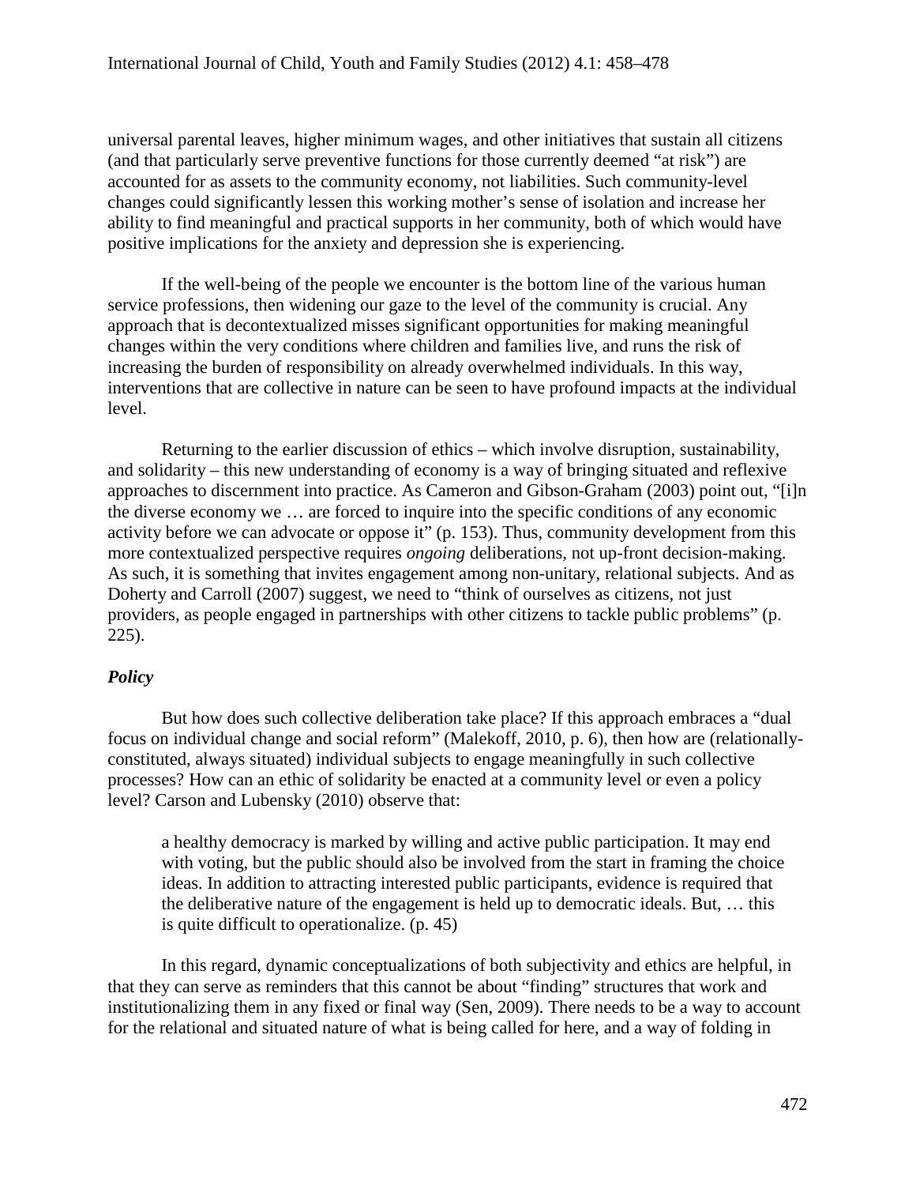universal parental leaves, higher minimum wages, and other initiatives that sustain all citizens (and that particularly serve preventive functions for those currently deemed "at risk") are accounted for as assets to the community economy, not liabilities. Such community-level changes could significantly lessen this working mother's sense of isolation and increase her ability to find meaningful and practical supports in her community, both of which would have positive implications for the anxiety and depression she is experiencing.

If the well-being of the people we encounter is the bottom line of the various human service professions, then widening our gaze to the level of the community is crucial. Any approach that is decontextualized misses significant opportunities for making meaningful changes within the very conditions where children and families live, and runs the risk of increasing the burden of responsibility on already overwhelmed individuals. In this way, interventions that are collective in nature can be seen to have profound impacts at the individual level.

Returning to the earlier discussion of ethics – which involve disruption, sustainability, and solidarity – this new understanding of economy is a way of bringing situated and reflexive approaches to discernment into practice. As Cameron and Gibson-Graham (2003) point out, "[i]n the diverse economy we … are forced to inquire into the specific conditions of any economic activity before we can advocate or oppose it" (p. 153). Thus, community development from this more contextualized perspective requires *ongoing* deliberations, not up-front decision-making. As such, it is something that invites engagement among non-unitary, relational subjects. And as Doherty and Carroll (2007) suggest, we need to "think of ourselves as citizens, not just providers, as people engaged in partnerships with other citizens to tackle public problems" (p. 225).

### *Policy*

But how does such collective deliberation take place? If this approach embraces a "dual focus on individual change and social reform" (Malekoff, 2010, p. 6), then how are (relationally-constituted, always situated) individual subjects to engage meaningfully in such collective processes? How can an ethic of solidarity be enacted at a community level or even a policy level? Carson and Lubensky (2010) observe that:

> a healthy democracy is marked by willing and active public participation. It may end with voting, but the public should also be involved from the start in framing the choice ideas. In addition to attracting interested public participants, evidence is required that the deliberative nature of the engagement is held up to democratic ideals. But, … this is quite difficult to operationalize. (p. 45)

In this regard, dynamic conceptualizations of both subjectivity and ethics are helpful, in that they can serve as reminders that this cannot be about "finding" structures that work and institutionalizing them in any fixed or final way (Sen, 2009). There needs to be a way to account for the relational and situated nature of what is being called for here, and a way of folding in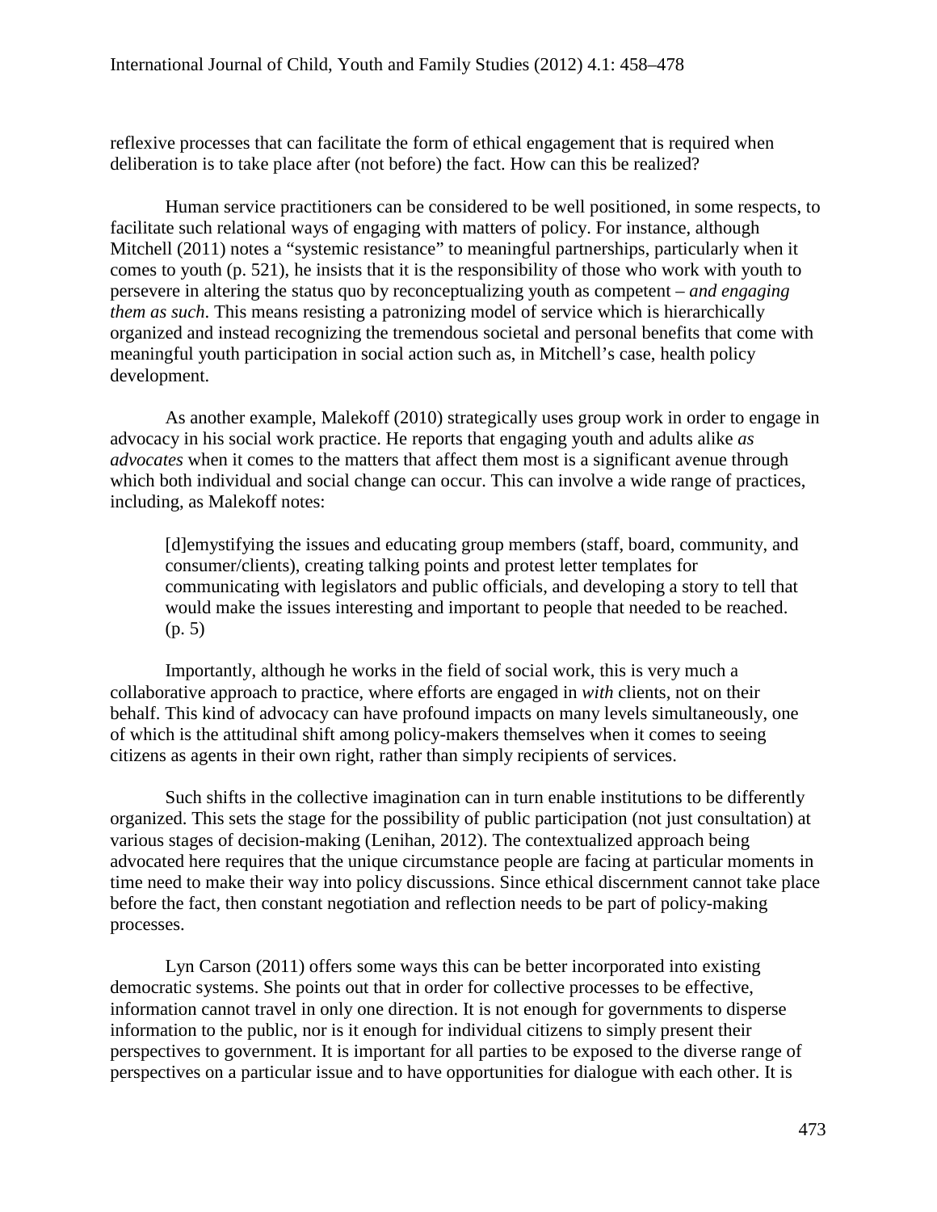reflexive processes that can facilitate the form of ethical engagement that is required when deliberation is to take place after (not before) the fact. How can this be realized?

Human service practitioners can be considered to be well positioned, in some respects, to facilitate such relational ways of engaging with matters of policy. For instance, although Mitchell (2011) notes a "systemic resistance" to meaningful partnerships, particularly when it comes to youth (p. 521), he insists that it is the responsibility of those who work with youth to persevere in altering the status quo by reconceptualizing youth as competent – *and engaging them as such*. This means resisting a patronizing model of service which is hierarchically organized and instead recognizing the tremendous societal and personal benefits that come with meaningful youth participation in social action such as, in Mitchell's case, health policy development.

As another example, Malekoff (2010) strategically uses group work in order to engage in advocacy in his social work practice. He reports that engaging youth and adults alike *as advocates* when it comes to the matters that affect them most is a significant avenue through which both individual and social change can occur. This can involve a wide range of practices, including, as Malekoff notes:

> [d]emystifying the issues and educating group members (staff, board, community, and consumer/clients), creating talking points and protest letter templates for communicating with legislators and public officials, and developing a story to tell that would make the issues interesting and important to people that needed to be reached. (p. 5)

Importantly, although he works in the field of social work, this is very much a collaborative approach to practice, where efforts are engaged in *with* clients, not on their behalf. This kind of advocacy can have profound impacts on many levels simultaneously, one of which is the attitudinal shift among policy-makers themselves when it comes to seeing citizens as agents in their own right, rather than simply recipients of services.

Such shifts in the collective imagination can in turn enable institutions to be differently organized. This sets the stage for the possibility of public participation (not just consultation) at various stages of decision-making (Lenihan, 2012). The contextualized approach being advocated here requires that the unique circumstance people are facing at particular moments in time need to make their way into policy discussions. Since ethical discernment cannot take place before the fact, then constant negotiation and reflection needs to be part of policy-making processes.

Lyn Carson (2011) offers some ways this can be better incorporated into existing democratic systems. She points out that in order for collective processes to be effective, information cannot travel in only one direction. It is not enough for governments to disperse information to the public, nor is it enough for individual citizens to simply present their perspectives to government. It is important for all parties to be exposed to the diverse range of perspectives on a particular issue and to have opportunities for dialogue with each other. It is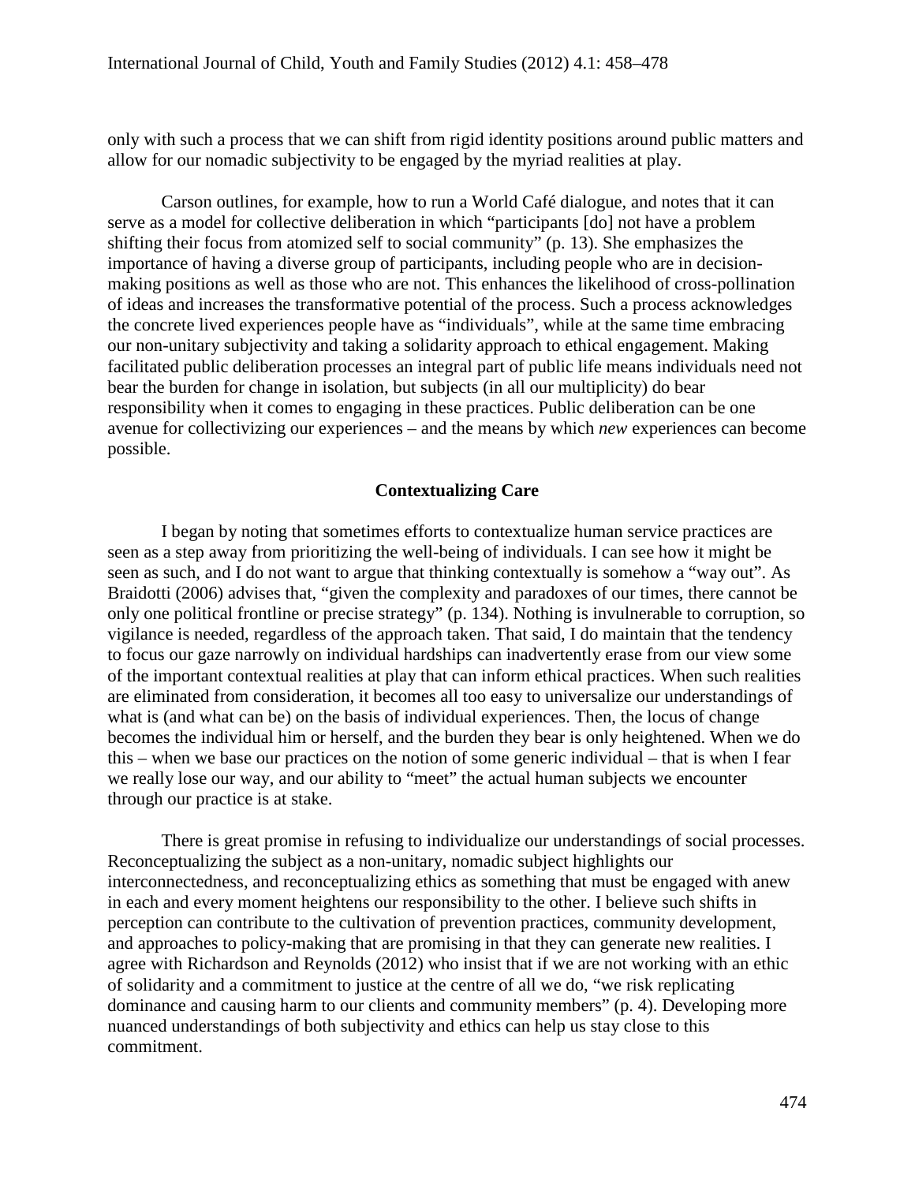only with such a process that we can shift from rigid identity positions around public matters and allow for our nomadic subjectivity to be engaged by the myriad realities at play.

Carson outlines, for example, how to run a World Café dialogue, and notes that it can serve as a model for collective deliberation in which "participants [do] not have a problem shifting their focus from atomized self to social community" (p. 13). She emphasizes the importance of having a diverse group of participants, including people who are in decision-making positions as well as those who are not. This enhances the likelihood of cross-pollination of ideas and increases the transformative potential of the process. Such a process acknowledges the concrete lived experiences people have as "individuals", while at the same time embracing our non-unitary subjectivity and taking a solidarity approach to ethical engagement. Making facilitated public deliberation processes an integral part of public life means individuals need not bear the burden for change in isolation, but subjects (in all our multiplicity) do bear responsibility when it comes to engaging in these practices. Public deliberation can be one avenue for collectivizing our experiences – and the means by which *new* experiences can become possible.

## Contextualizing Care

I began by noting that sometimes efforts to contextualize human service practices are seen as a step away from prioritizing the well-being of individuals. I can see how it might be seen as such, and I do not want to argue that thinking contextually is somehow a "way out". As Braidotti (2006) advises that, "given the complexity and paradoxes of our times, there cannot be only one political frontline or precise strategy" (p. 134). Nothing is invulnerable to corruption, so vigilance is needed, regardless of the approach taken. That said, I do maintain that the tendency to focus our gaze narrowly on individual hardships can inadvertently erase from our view some of the important contextual realities at play that can inform ethical practices. When such realities are eliminated from consideration, it becomes all too easy to universalize our understandings of what is (and what can be) on the basis of individual experiences. Then, the locus of change becomes the individual him or herself, and the burden they bear is only heightened. When we do this – when we base our practices on the notion of some generic individual – that is when I fear we really lose our way, and our ability to "meet" the actual human subjects we encounter through our practice is at stake.

There is great promise in refusing to individualize our understandings of social processes. Reconceptualizing the subject as a non-unitary, nomadic subject highlights our interconnectedness, and reconceptualizing ethics as something that must be engaged with anew in each and every moment heightens our responsibility to the other. I believe such shifts in perception can contribute to the cultivation of prevention practices, community development, and approaches to policy-making that are promising in that they can generate new realities. I agree with Richardson and Reynolds (2012) who insist that if we are not working with an ethic of solidarity and a commitment to justice at the centre of all we do, "we risk replicating dominance and causing harm to our clients and community members" (p. 4). Developing more nuanced understandings of both subjectivity and ethics can help us stay close to this commitment.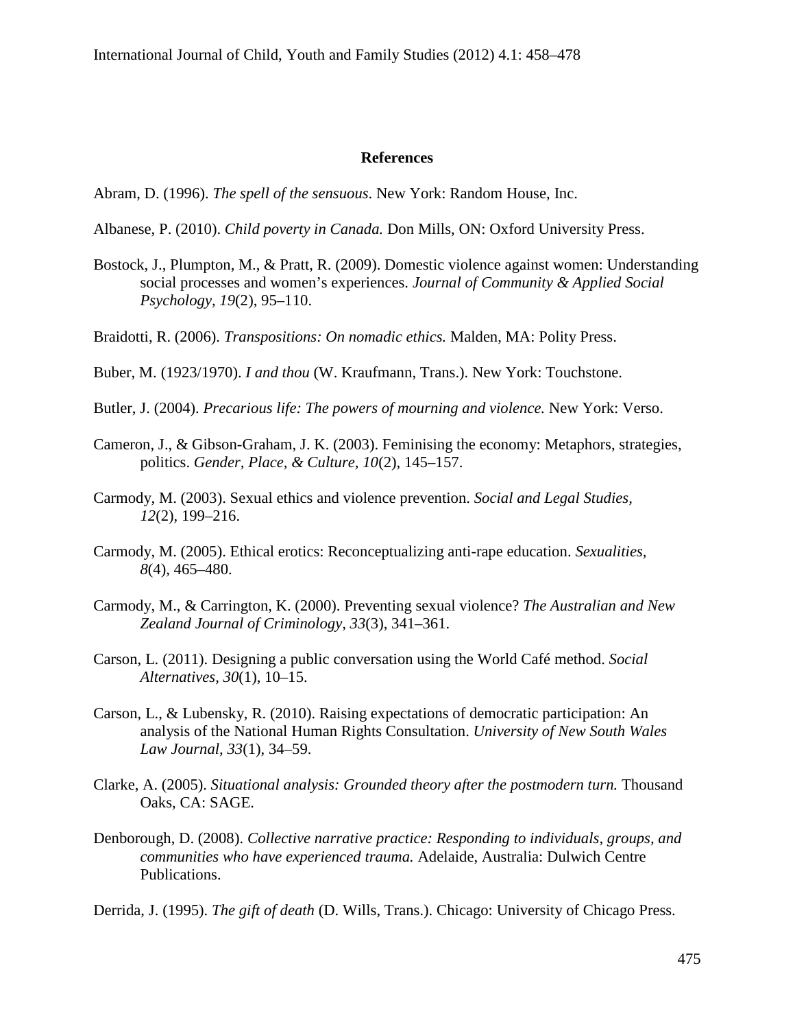## References

Abram, D. (1996). *The spell of the sensuous*. New York: Random House, Inc.

Albanese, P. (2010). *Child poverty in Canada.* Don Mills, ON: Oxford University Press.

Bostock, J., Plumpton, M., & Pratt, R. (2009). Domestic violence against women: Understanding social processes and women's experiences. *Journal of Community & Applied Social Psychology, 19*(2), 95–110.

Braidotti, R. (2006). *Transpositions: On nomadic ethics.* Malden, MA: Polity Press.

Buber, M. (1923/1970). *I and thou* (W. Kraufmann, Trans.). New York: Touchstone.

Butler, J. (2004). *Precarious life: The powers of mourning and violence.* New York: Verso.

Cameron, J., & Gibson-Graham, J. K. (2003). Feminising the economy: Metaphors, strategies, politics. *Gender, Place, & Culture, 10*(2), 145–157.

Carmody, M. (2003). Sexual ethics and violence prevention. *Social and Legal Studies, 12*(2), 199–216.

Carmody, M. (2005). Ethical erotics: Reconceptualizing anti-rape education. *Sexualities, 8*(4), 465–480.

Carmody, M., & Carrington, K. (2000). Preventing sexual violence? *The Australian and New Zealand Journal of Criminology, 33*(3), 341–361.

Carson, L. (2011). Designing a public conversation using the World Café method. *Social Alternatives, 30*(1), 10–15.

Carson, L., & Lubensky, R. (2010). Raising expectations of democratic participation: An analysis of the National Human Rights Consultation. *University of New South Wales Law Journal, 33*(1), 34–59.

Clarke, A. (2005). *Situational analysis: Grounded theory after the postmodern turn.* Thousand Oaks, CA: SAGE.

Denborough, D. (2008). *Collective narrative practice: Responding to individuals, groups, and communities who have experienced trauma.* Adelaide, Australia: Dulwich Centre Publications.

Derrida, J. (1995). *The gift of death* (D. Wills, Trans.). Chicago: University of Chicago Press.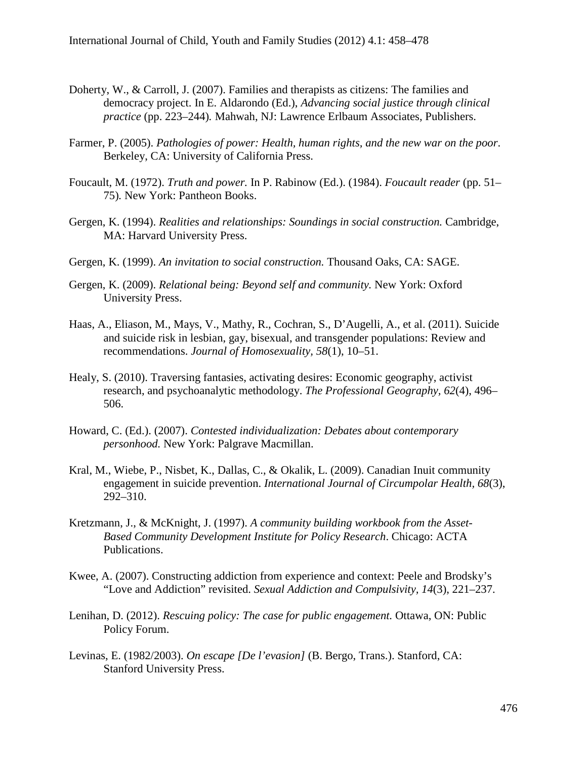Doherty, W., & Carroll, J. (2007). Families and therapists as citizens: The families and democracy project. In E. Aldarondo (Ed.), *Advancing social justice through clinical practice* (pp. 223–244)*.* Mahwah, NJ: Lawrence Erlbaum Associates, Publishers.

Farmer, P. (2005). *Pathologies of power: Health, human rights, and the new war on the poor*. Berkeley, CA: University of California Press.

Foucault, M. (1972). *Truth and power.* In P. Rabinow (Ed.). (1984). *Foucault reader* (pp. 51–75)*.* New York: Pantheon Books.

Gergen, K. (1994). *Realities and relationships: Soundings in social construction.* Cambridge, MA: Harvard University Press.

Gergen, K. (1999). *An invitation to social construction.* Thousand Oaks, CA: SAGE.

Gergen, K. (2009). *Relational being: Beyond self and community.* New York: Oxford University Press.

Haas, A., Eliason, M., Mays, V., Mathy, R., Cochran, S., D'Augelli, A., et al. (2011). Suicide and suicide risk in lesbian, gay, bisexual, and transgender populations: Review and recommendations. *Journal of Homosexuality, 58*(1), 10–51.

Healy, S. (2010). Traversing fantasies, activating desires: Economic geography, activist research, and psychoanalytic methodology. *The Professional Geography, 62*(4), 496–506.

Howard, C. (Ed.). (2007). *Contested individualization: Debates about contemporary personhood.* New York: Palgrave Macmillan.

Kral, M., Wiebe, P., Nisbet, K., Dallas, C., & Okalik, L. (2009). Canadian Inuit community engagement in suicide prevention. *International Journal of Circumpolar Health, 68*(3), 292–310.

Kretzmann, J., & McKnight, J. (1997). *A community building workbook from the Asset-Based Community Development Institute for Policy Research*. Chicago: ACTA Publications.

Kwee, A. (2007). Constructing addiction from experience and context: Peele and Brodsky's "Love and Addiction" revisited. *Sexual Addiction and Compulsivity, 14*(3), 221–237.

Lenihan, D. (2012). *Rescuing policy: The case for public engagement.* Ottawa, ON: Public Policy Forum.

Levinas, E. (1982/2003). *On escape [De l'evasion]* (B. Bergo, Trans.). Stanford, CA: Stanford University Press.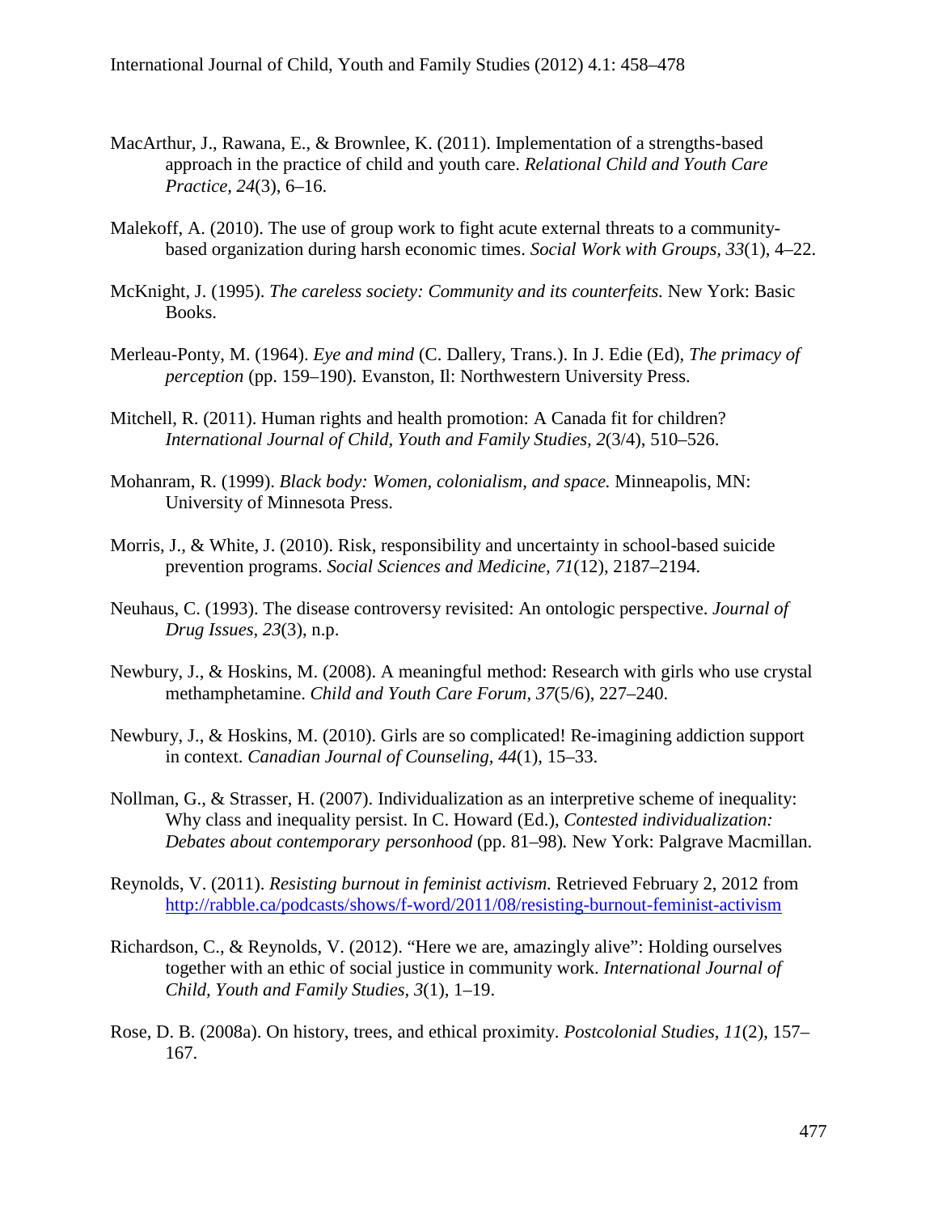MacArthur, J., Rawana, E., & Brownlee, K. (2011). Implementation of a strengths-based approach in the practice of child and youth care. *Relational Child and Youth Care Practice, 24*(3), 6–16.

Malekoff, A. (2010). The use of group work to fight acute external threats to a community-based organization during harsh economic times. *Social Work with Groups, 33*(1), 4–22.

McKnight, J. (1995). *The careless society: Community and its counterfeits.* New York: Basic Books.

Merleau-Ponty, M. (1964). *Eye and mind* (C. Dallery, Trans.). In J. Edie (Ed), *The primacy of perception* (pp. 159–190). Evanston, Il: Northwestern University Press.

Mitchell, R. (2011). Human rights and health promotion: A Canada fit for children? *International Journal of Child, Youth and Family Studies, 2*(3/4), 510–526.

Mohanram, R. (1999). *Black body: Women, colonialism, and space.* Minneapolis, MN: University of Minnesota Press.

Morris, J., & White, J. (2010). Risk, responsibility and uncertainty in school-based suicide prevention programs. *Social Sciences and Medicine, 71*(12), 2187–2194.

Neuhaus, C. (1993). The disease controversy revisited: An ontologic perspective. *Journal of Drug Issues, 23*(3), n.p.

Newbury, J., & Hoskins, M. (2008). A meaningful method: Research with girls who use crystal methamphetamine. *Child and Youth Care Forum, 37*(5/6), 227–240.

Newbury, J., & Hoskins, M. (2010). Girls are so complicated! Re-imagining addiction support in context. *Canadian Journal of Counseling, 44*(1), 15–33.

Nollman, G., & Strasser, H. (2007). Individualization as an interpretive scheme of inequality: Why class and inequality persist. In C. Howard (Ed.), *Contested individualization: Debates about contemporary personhood* (pp. 81–98). New York: Palgrave Macmillan.

Reynolds, V. (2011). *Resisting burnout in feminist activism.* Retrieved February 2, 2012 from http://rabble.ca/podcasts/shows/f-word/2011/08/resisting-burnout-feminist-activism

Richardson, C., & Reynolds, V. (2012). "Here we are, amazingly alive": Holding ourselves together with an ethic of social justice in community work. *International Journal of Child, Youth and Family Studies, 3*(1), 1–19.

Rose, D. B. (2008a). On history, trees, and ethical proximity. *Postcolonial Studies, 11*(2), 157–167.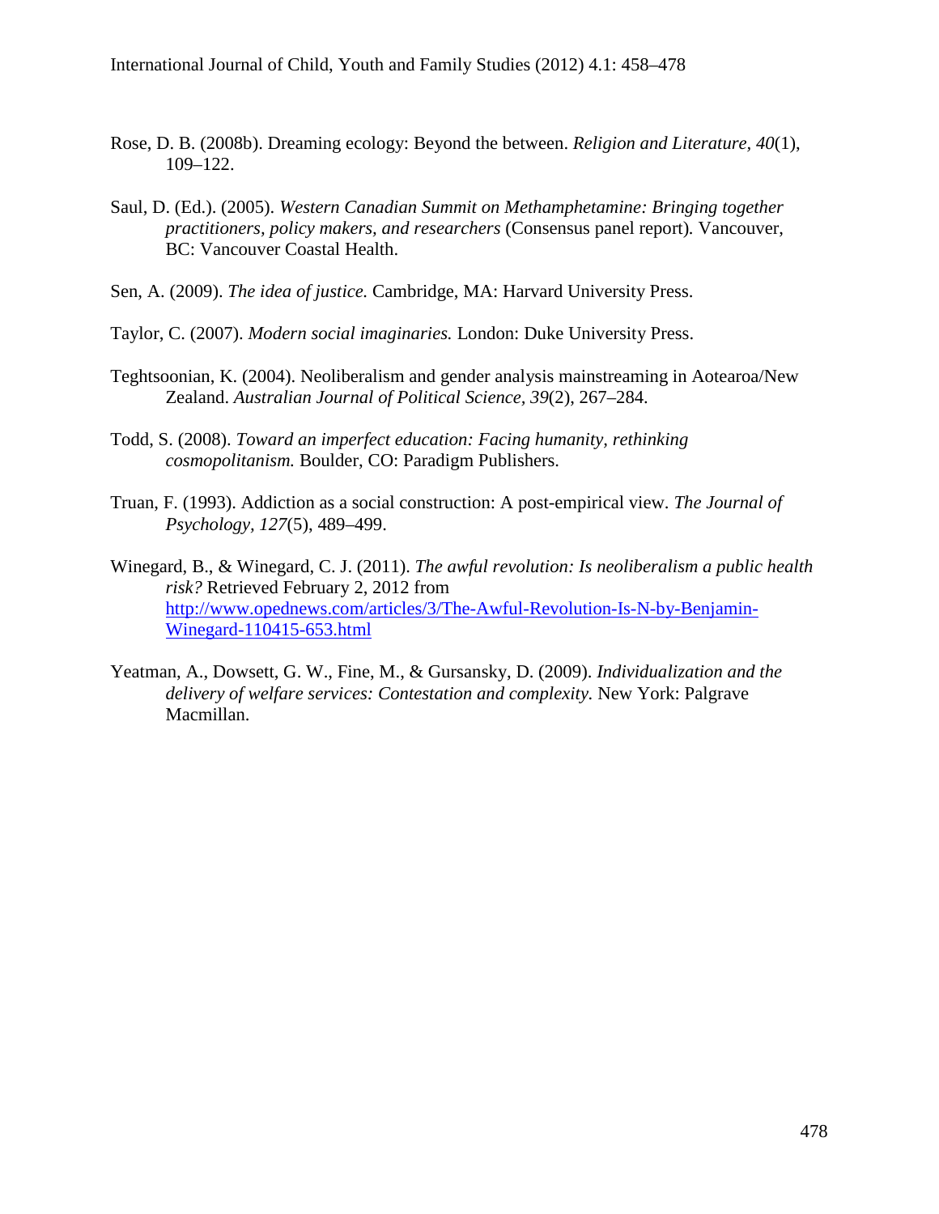Rose, D. B. (2008b). Dreaming ecology: Beyond the between. *Religion and Literature, 40*(1), 109–122.

Saul, D. (Ed.). (2005). *Western Canadian Summit on Methamphetamine: Bringing together practitioners, policy makers, and researchers* (Consensus panel report). Vancouver, BC: Vancouver Coastal Health.

Sen, A. (2009). *The idea of justice.* Cambridge, MA: Harvard University Press.

Taylor, C. (2007). *Modern social imaginaries.* London: Duke University Press.

Teghtsoonian, K. (2004). Neoliberalism and gender analysis mainstreaming in Aotearoa/New Zealand. *Australian Journal of Political Science, 39*(2), 267–284.

Todd, S. (2008). *Toward an imperfect education: Facing humanity, rethinking cosmopolitanism.* Boulder, CO: Paradigm Publishers.

Truan, F. (1993). Addiction as a social construction: A post-empirical view. *The Journal of Psychology, 127*(5), 489–499.

Winegard, B., & Winegard, C. J. (2011). *The awful revolution: Is neoliberalism a public health risk?* Retrieved February 2, 2012 from http://www.opednews.com/articles/3/The-Awful-Revolution-Is-N-by-Benjamin-Winegard-110415-653.html

Yeatman, A., Dowsett, G. W., Fine, M., & Gursansky, D. (2009). *Individualization and the delivery of welfare services: Contestation and complexity.* New York: Palgrave Macmillan.